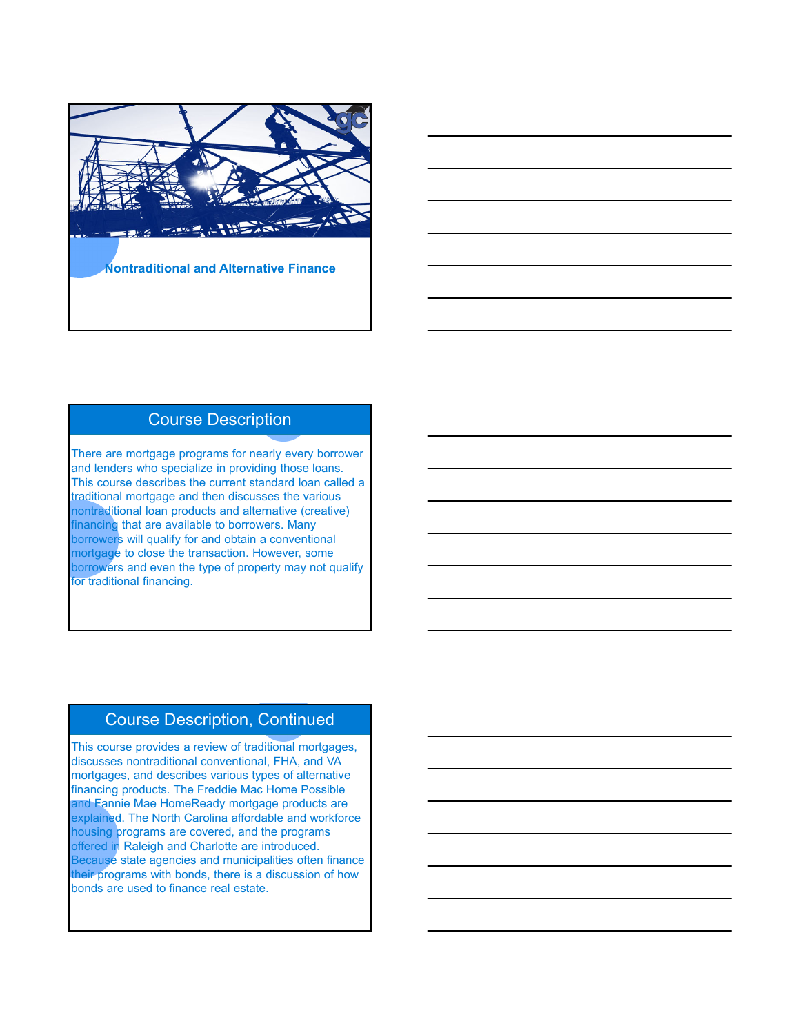# Nontraditional and Alternative Finance

## Course Description

There are mortgage programs for nearly every borrower and lenders who specialize in providing those loans. This course describes the current standard loan called a traditional mortgage and then discusses the various nontraditional loan products and alternative (creative) financing that are available to borrowers. Many borrowers will qualify for and obtain a conventional mortgage to close the transaction. However, some borrowers and even the type of property may not qualify for traditional financing.

## Course Description, Continued

This course provides a review of traditional mortgages, discusses nontraditional conventional, FHA, and VA mortgages, and describes various types of alternative financing products. The Freddie Mac Home Possible and Fannie Mae HomeReady mortgage products are explained. The North Carolina affordable and workforce housing programs are covered, and the programs offered in Raleigh and Charlotte are introduced. Because state agencies and municipalities often finance their programs with bonds, there is a discussion of how bonds are used to finance real estate.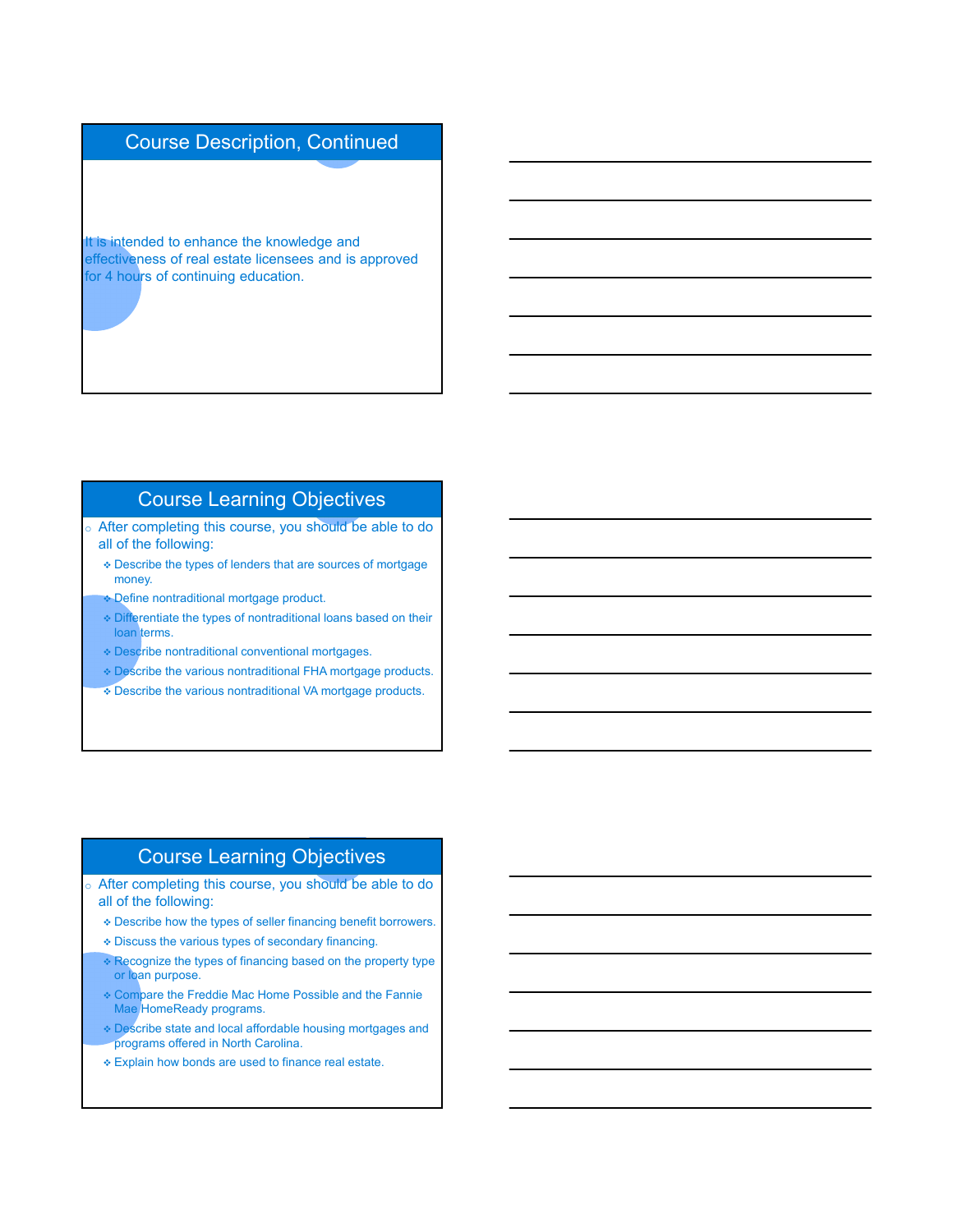## Course Description, Continued

It is intended to enhance the knowledge and effectiveness of real estate licensees and is approved for 4 hours of continuing education.

## Course Learning Objectives

- After completing this course, you should be able to do all of the following:
  - Describe the types of lenders that are sources of mortgage money.
  - Define nontraditional mortgage product.
  - Differentiate the types of nontraditional loans based on their loan terms.
  - Describe nontraditional conventional mortgages.
  - Describe the various nontraditional FHA mortgage products.
  - Describe the various nontraditional VA mortgage products.

## Course Learning Objectives

- After completing this course, you should be able to do all of the following:
  - Describe how the types of seller financing benefit borrowers.
  - Discuss the various types of secondary financing.
  - Recognize the types of financing based on the property type or loan purpose.
  - Compare the Freddie Mac Home Possible and the Fannie Mae HomeReady programs.
  - Describe state and local affordable housing mortgages and programs offered in North Carolina.
  - Explain how bonds are used to finance real estate.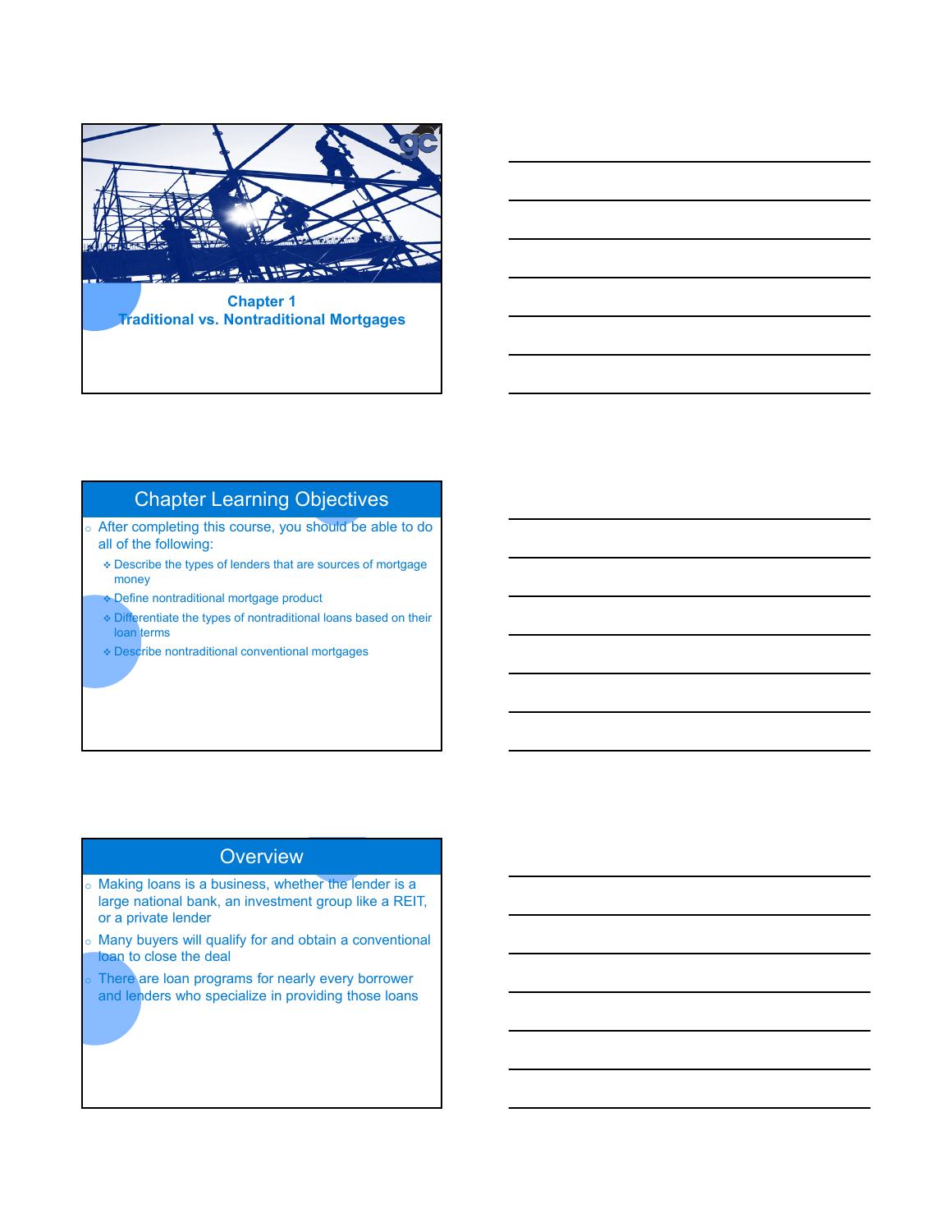## Chapter 1
## Traditional vs. Nontraditional Mortgages

## Chapter Learning Objectives

- After completing this course, you should be able to do all of the following:
  - Describe the types of lenders that are sources of mortgage money
  - Define nontraditional mortgage product
  - Differentiate the types of nontraditional loans based on their loan terms
  - Describe nontraditional conventional mortgages

## Overview

- Making loans is a business, whether the lender is a large national bank, an investment group like a REIT, or a private lender
- Many buyers will qualify for and obtain a conventional loan to close the deal
- There are loan programs for nearly every borrower and lenders who specialize in providing those loans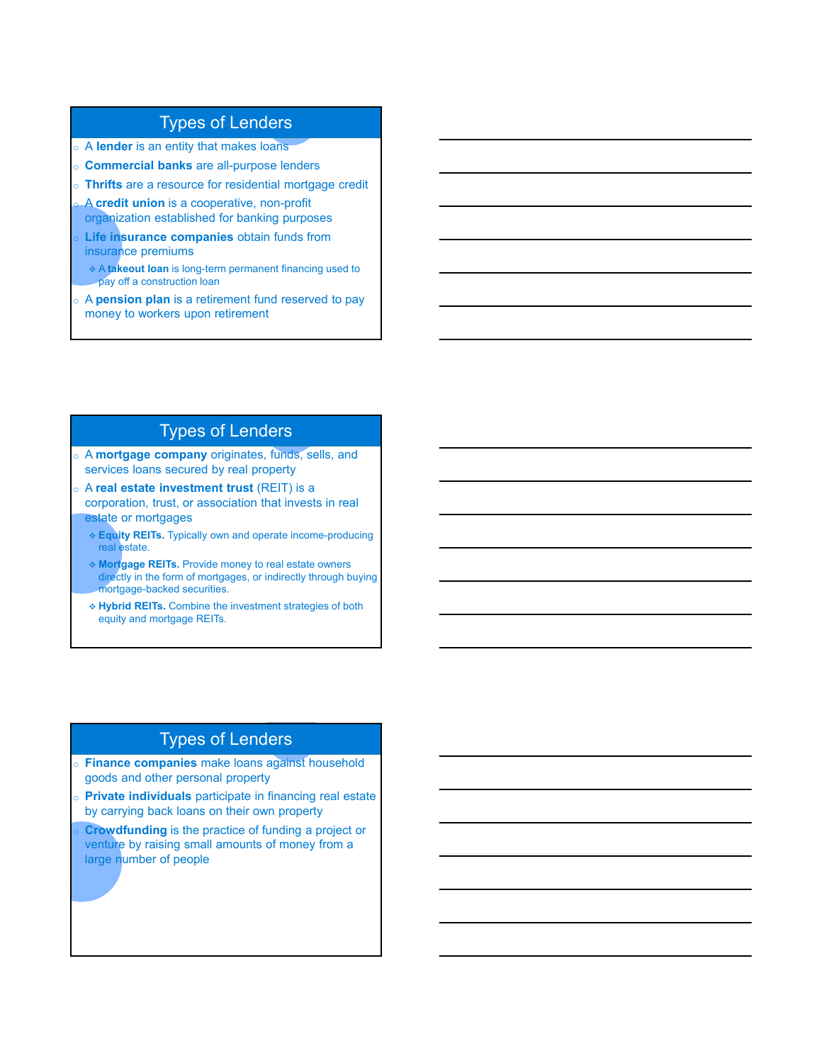## Types of Lenders

- A **lender** is an entity that makes loans
- **Commercial banks** are all-purpose lenders
- **Thrifts** are a resource for residential mortgage credit
- A **credit union** is a cooperative, non-profit organization established for banking purposes
- **Life insurance companies** obtain funds from insurance premiums
  - A **takeout loan** is long-term permanent financing used to pay off a construction loan
- A **pension plan** is a retirement fund reserved to pay money to workers upon retirement

## Types of Lenders

- A **mortgage company** originates, funds, sells, and services loans secured by real property
- A **real estate investment trust** (REIT) is a corporation, trust, or association that invests in real estate or mortgages
  - **Equity REITs.** Typically own and operate income-producing real estate.
  - **Mortgage REITs.** Provide money to real estate owners directly in the form of mortgages, or indirectly through buying mortgage-backed securities.
  - **Hybrid REITs.** Combine the investment strategies of both equity and mortgage REITs.

## Types of Lenders

- **Finance companies** make loans against household goods and other personal property
- **Private individuals** participate in financing real estate by carrying back loans on their own property
- **Crowdfunding** is the practice of funding a project or venture by raising small amounts of money from a large number of people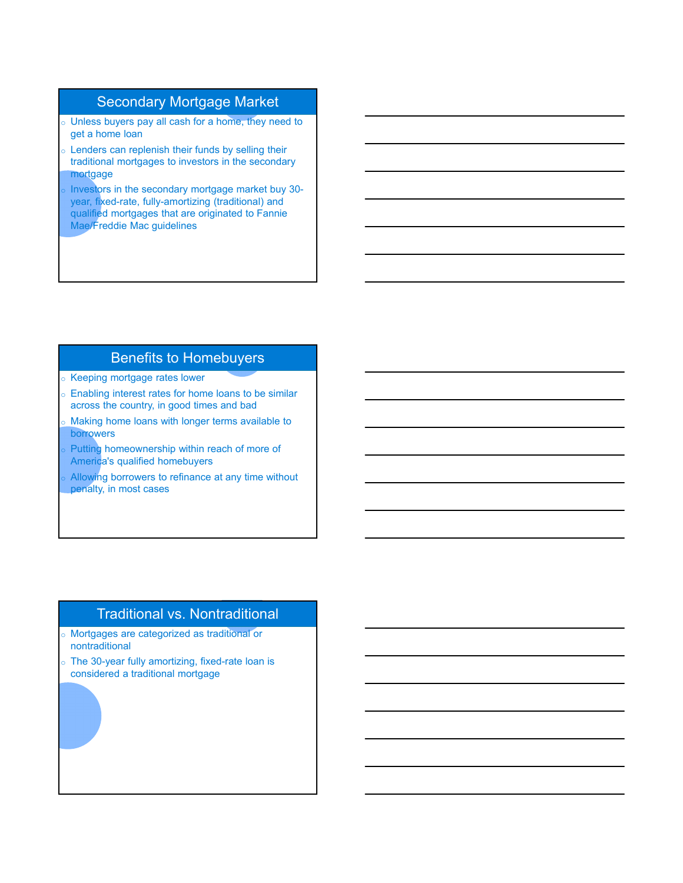## Secondary Mortgage Market

- Unless buyers pay all cash for a home, they need to get a home loan
- Lenders can replenish their funds by selling their traditional mortgages to investors in the secondary mortgage
- Investors in the secondary mortgage market buy 30-year, fixed-rate, fully-amortizing (traditional) and qualified mortgages that are originated to Fannie Mae/Freddie Mac guidelines

## Benefits to Homebuyers

- Keeping mortgage rates lower
- Enabling interest rates for home loans to be similar across the country, in good times and bad
- Making home loans with longer terms available to borrowers
- Putting homeownership within reach of more of America's qualified homebuyers
- Allowing borrowers to refinance at any time without penalty, in most cases

## Traditional vs. Nontraditional

- Mortgages are categorized as traditional or nontraditional
- The 30-year fully amortizing, fixed-rate loan is considered a traditional mortgage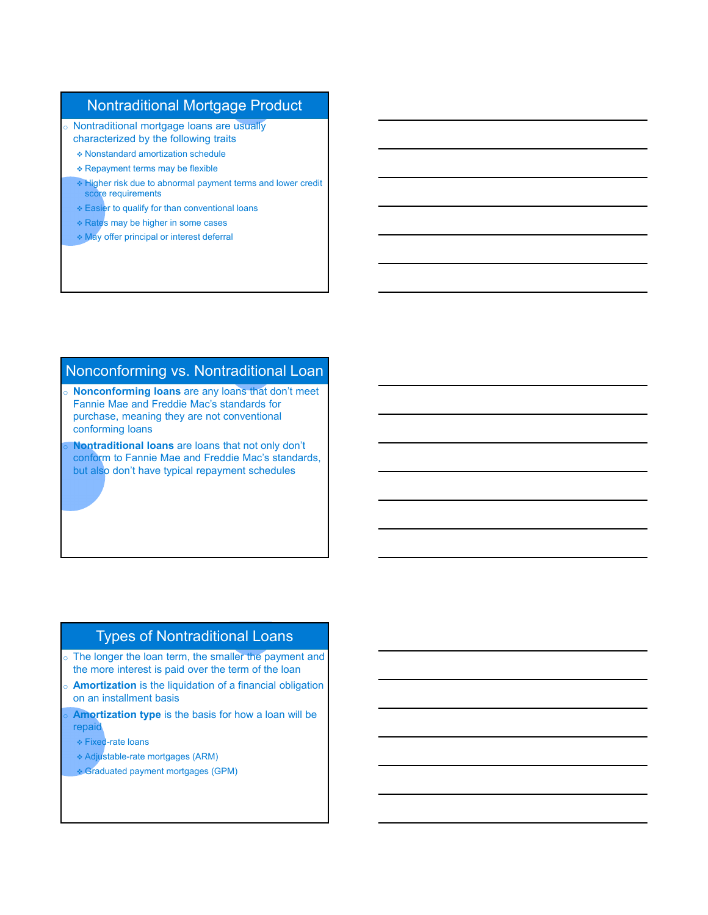## Nontraditional Mortgage Product

- Nontraditional mortgage loans are usually characterized by the following traits
  - Nonstandard amortization schedule
  - Repayment terms may be flexible
  - Higher risk due to abnormal payment terms and lower credit score requirements
  - Easier to qualify for than conventional loans
  - Rates may be higher in some cases
  - May offer principal or interest deferral

## Nonconforming vs. Nontraditional Loan

- **Nonconforming loans** are any loans that don't meet Fannie Mae and Freddie Mac's standards for purchase, meaning they are not conventional conforming loans
- **Nontraditional loans** are loans that not only don't conform to Fannie Mae and Freddie Mac's standards, but also don't have typical repayment schedules

## Types of Nontraditional Loans

- The longer the loan term, the smaller the payment and the more interest is paid over the term of the loan
- **Amortization** is the liquidation of a financial obligation on an installment basis
- **Amortization type** is the basis for how a loan will be repaid
  - Fixed-rate loans
  - Adjustable-rate mortgages (ARM)
  - Graduated payment mortgages (GPM)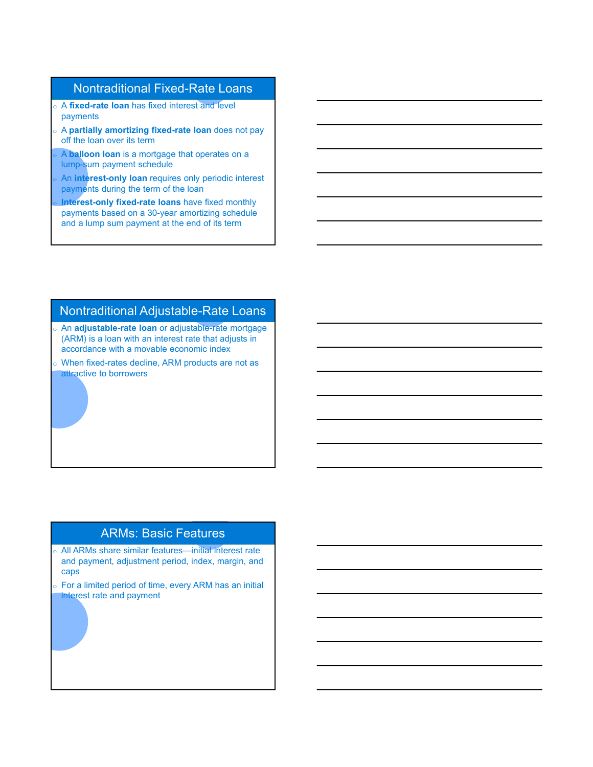## Nontraditional Fixed-Rate Loans

- A **fixed-rate loan** has fixed interest and level payments
- A **partially amortizing fixed-rate loan** does not pay off the loan over its term
- A **balloon loan** is a mortgage that operates on a lump-sum payment schedule
- An **interest-only loan** requires only periodic interest payments during the term of the loan
- **Interest-only fixed-rate loans** have fixed monthly payments based on a 30-year amortizing schedule and a lump sum payment at the end of its term

## Nontraditional Adjustable-Rate Loans

- An **adjustable-rate loan** or adjustable-rate mortgage (ARM) is a loan with an interest rate that adjusts in accordance with a movable economic index
- When fixed-rates decline, ARM products are not as attractive to borrowers

## ARMs: Basic Features

- All ARMs share similar features—initial interest rate and payment, adjustment period, index, margin, and caps
- For a limited period of time, every ARM has an initial interest rate and payment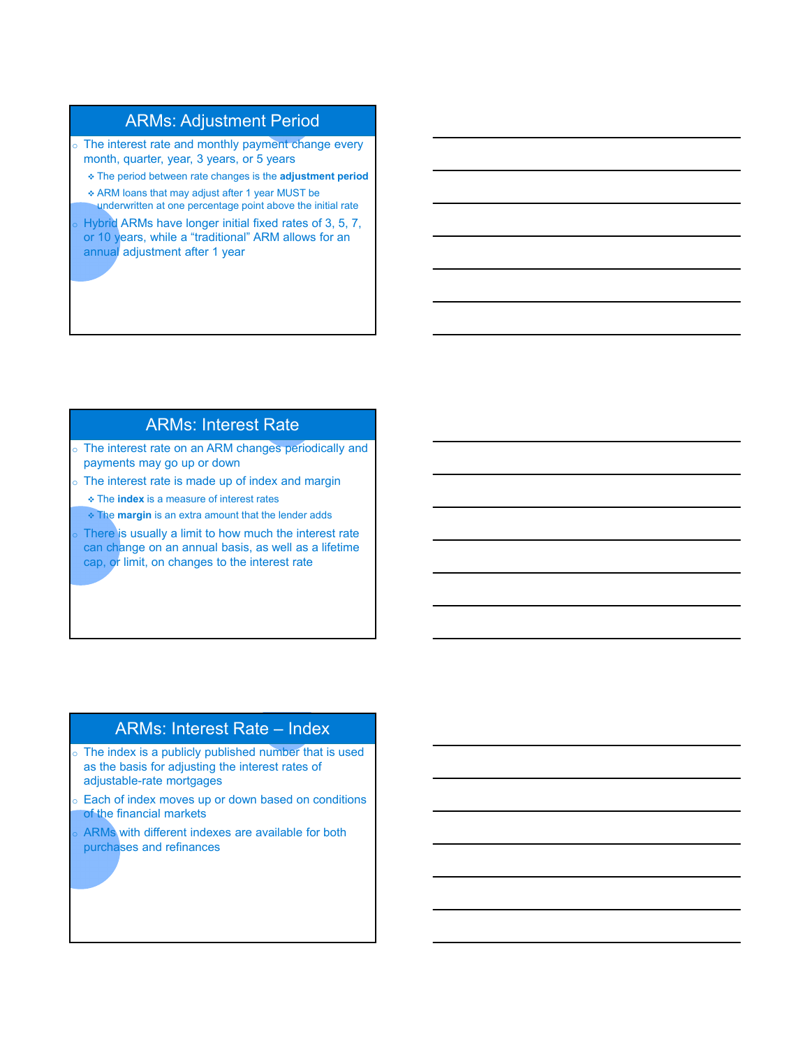## ARMs: Adjustment Period

- The interest rate and monthly payment change every month, quarter, year, 3 years, or 5 years
  - The period between rate changes is the **adjustment period**
  - ARM loans that may adjust after 1 year MUST be underwritten at one percentage point above the initial rate
- Hybrid ARMs have longer initial fixed rates of 3, 5, 7, or 10 years, while a "traditional" ARM allows for an annual adjustment after 1 year

## ARMs: Interest Rate

- The interest rate on an ARM changes periodically and payments may go up or down
- The interest rate is made up of index and margin
  - The **index** is a measure of interest rates
  - The **margin** is an extra amount that the lender adds
- There is usually a limit to how much the interest rate can change on an annual basis, as well as a lifetime cap, or limit, on changes to the interest rate

## ARMs: Interest Rate – Index

- The index is a publicly published number that is used as the basis for adjusting the interest rates of adjustable-rate mortgages
- Each of index moves up or down based on conditions of the financial markets
- ARMs with different indexes are available for both purchases and refinances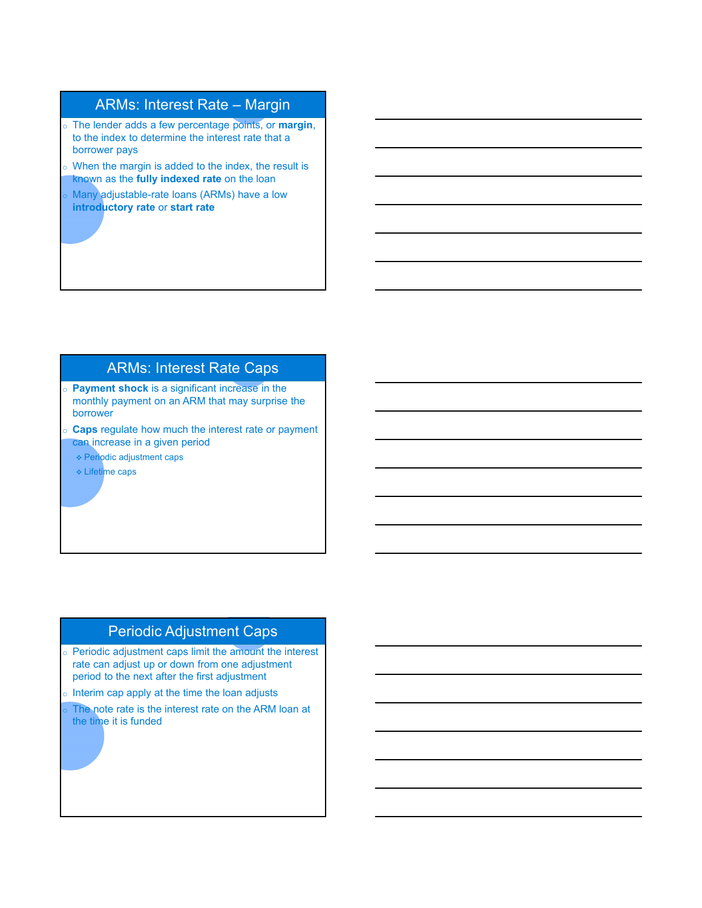## ARMs: Interest Rate – Margin

- The lender adds a few percentage points, or **margin**, to the index to determine the interest rate that a borrower pays
- When the margin is added to the index, the result is known as the **fully indexed rate** on the loan
- Many adjustable-rate loans (ARMs) have a low **introductory rate** or **start rate**

## ARMs: Interest Rate Caps

- **Payment shock** is a significant increase in the monthly payment on an ARM that may surprise the borrower
- **Caps** regulate how much the interest rate or payment can increase in a given period
  - Periodic adjustment caps
  - Lifetime caps

## Periodic Adjustment Caps

- Periodic adjustment caps limit the amount the interest rate can adjust up or down from one adjustment period to the next after the first adjustment
- Interim cap apply at the time the loan adjusts
- The note rate is the interest rate on the ARM loan at the time it is funded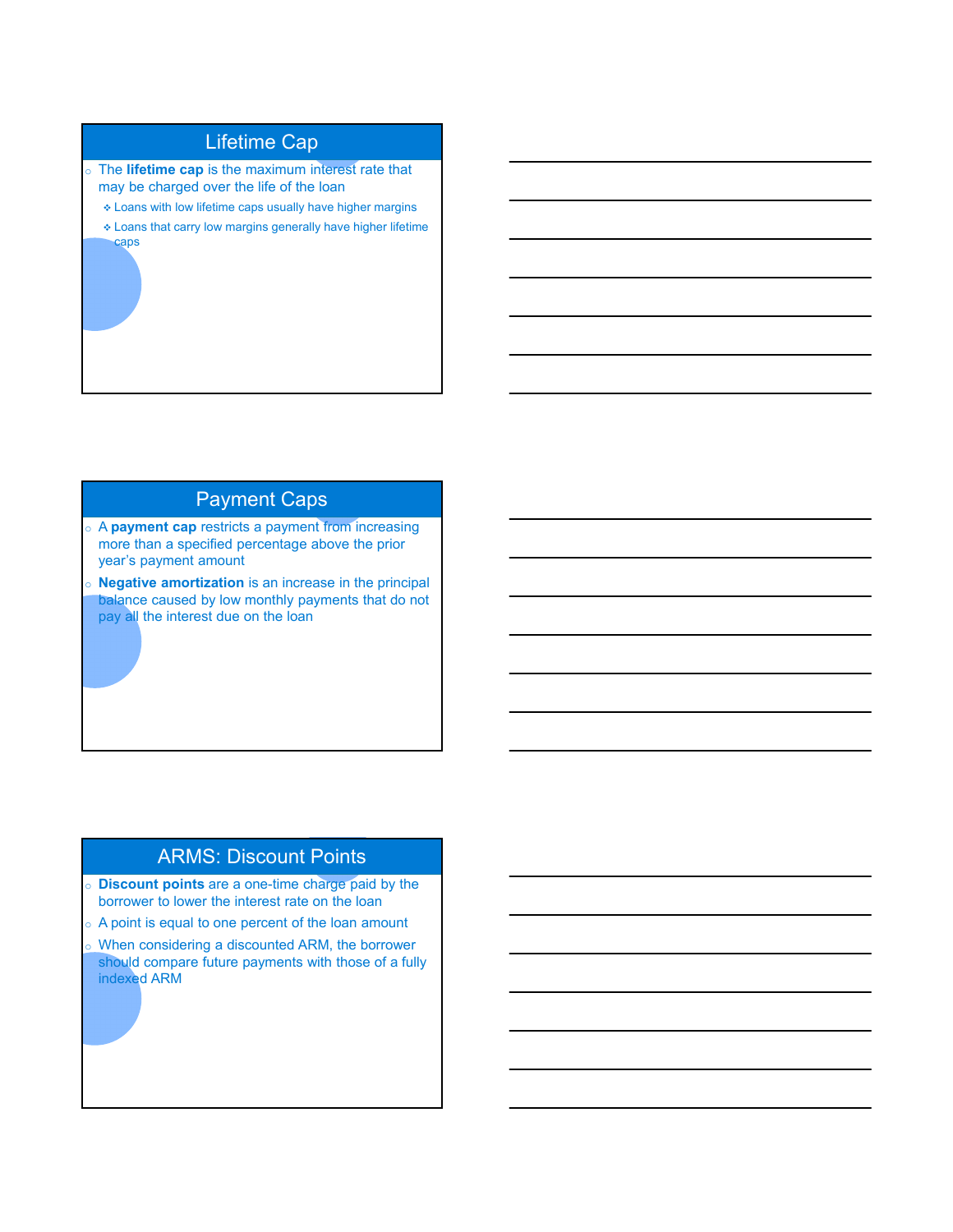## Lifetime Cap

- The **lifetime cap** is the maximum interest rate that may be charged over the life of the loan
  - Loans with low lifetime caps usually have higher margins
  - Loans that carry low margins generally have higher lifetime caps

## Payment Caps

- A **payment cap** restricts a payment from increasing more than a specified percentage above the prior year's payment amount
- **Negative amortization** is an increase in the principal balance caused by low monthly payments that do not pay all the interest due on the loan

## ARMS: Discount Points

- **Discount points** are a one-time charge paid by the borrower to lower the interest rate on the loan
- A point is equal to one percent of the loan amount
- When considering a discounted ARM, the borrower should compare future payments with those of a fully indexed ARM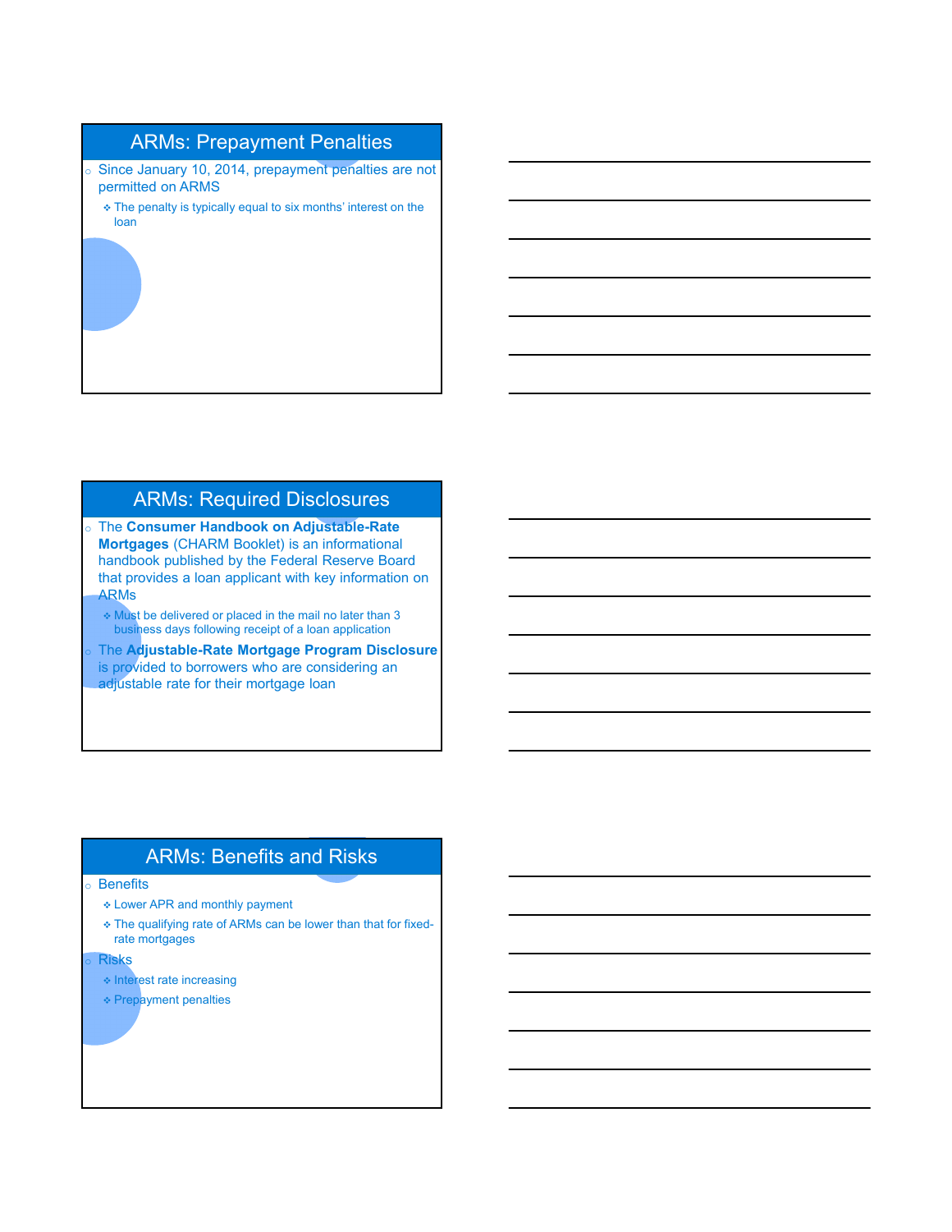## ARMs: Prepayment Penalties

- Since January 10, 2014, prepayment penalties are not permitted on ARMS
  - The penalty is typically equal to six months' interest on the loan

## ARMs: Required Disclosures

- The **Consumer Handbook on Adjustable-Rate Mortgages** (CHARM Booklet) is an informational handbook published by the Federal Reserve Board that provides a loan applicant with key information on ARMs
  - Must be delivered or placed in the mail no later than 3 business days following receipt of a loan application
- The **Adjustable-Rate Mortgage Program Disclosure** is provided to borrowers who are considering an adjustable rate for their mortgage loan

## ARMs: Benefits and Risks

- Benefits
  - Lower APR and monthly payment
  - The qualifying rate of ARMs can be lower than that for fixed-rate mortgages
- Risks
  - Interest rate increasing
  - Prepayment penalties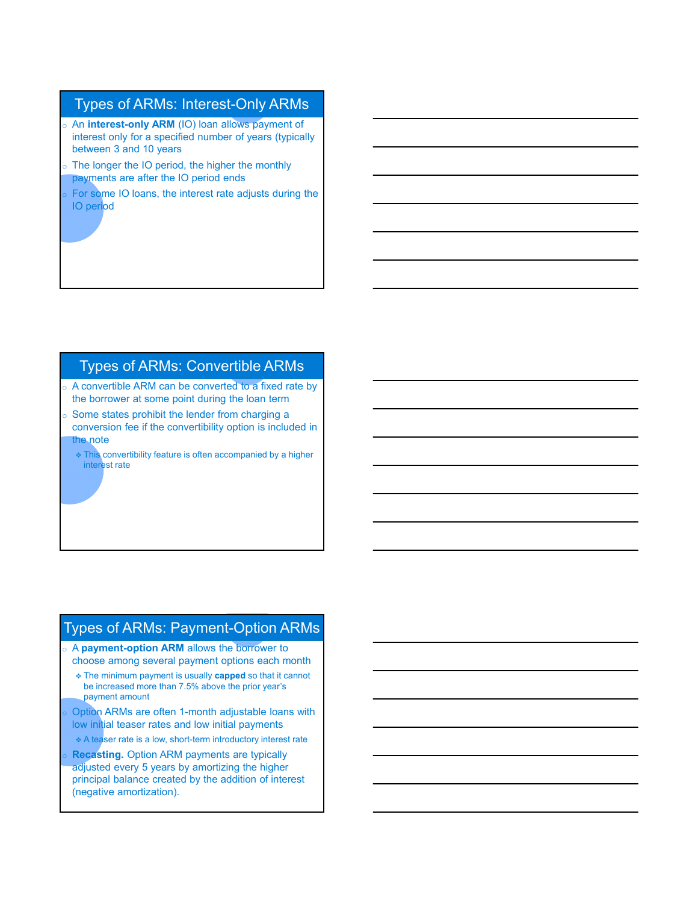## Types of ARMs: Interest-Only ARMs

- An **interest-only ARM** (IO) loan allows payment of interest only for a specified number of years (typically between 3 and 10 years
- The longer the IO period, the higher the monthly payments are after the IO period ends
- For some IO loans, the interest rate adjusts during the IO period

## Types of ARMs: Convertible ARMs

- A convertible ARM can be converted to a fixed rate by the borrower at some point during the loan term
- Some states prohibit the lender from charging a conversion fee if the convertibility option is included in the note
  - This convertibility feature is often accompanied by a higher interest rate

## Types of ARMs: Payment-Option ARMs

- A **payment-option ARM** allows the borrower to choose among several payment options each month
  - The minimum payment is usually **capped** so that it cannot be increased more than 7.5% above the prior year's payment amount
- Option ARMs are often 1-month adjustable loans with low initial teaser rates and low initial payments
  - A teaser rate is a low, short-term introductory interest rate
- **Recasting.** Option ARM payments are typically adjusted every 5 years by amortizing the higher principal balance created by the addition of interest (negative amortization).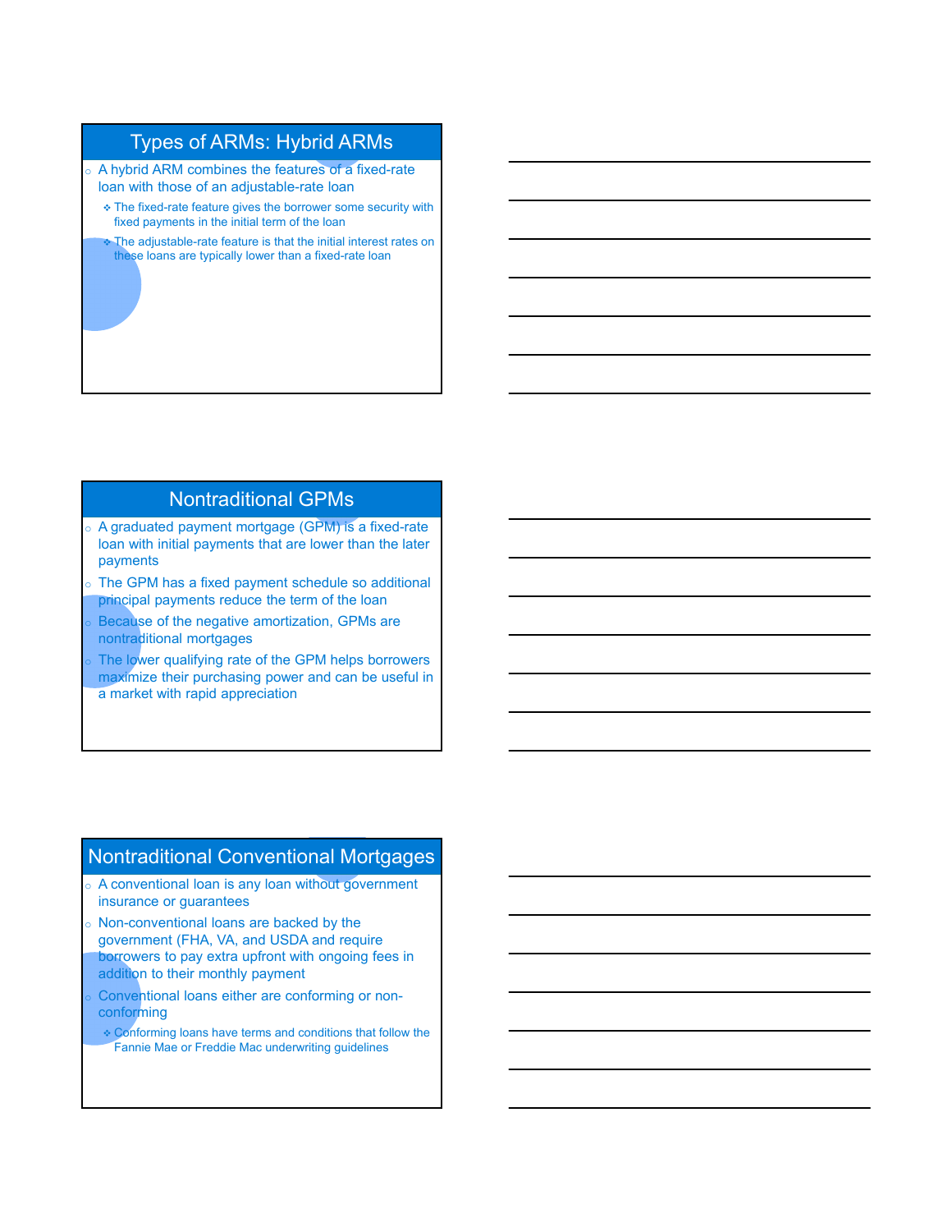## Types of ARMs: Hybrid ARMs

- A hybrid ARM combines the features of a fixed-rate loan with those of an adjustable-rate loan
  - The fixed-rate feature gives the borrower some security with fixed payments in the initial term of the loan
  - The adjustable-rate feature is that the initial interest rates on these loans are typically lower than a fixed-rate loan

## Nontraditional GPMs

- A graduated payment mortgage (GPM) is a fixed-rate loan with initial payments that are lower than the later payments
- The GPM has a fixed payment schedule so additional principal payments reduce the term of the loan
- Because of the negative amortization, GPMs are nontraditional mortgages
- The lower qualifying rate of the GPM helps borrowers maximize their purchasing power and can be useful in a market with rapid appreciation

## Nontraditional Conventional Mortgages

- A conventional loan is any loan without government insurance or guarantees
- Non-conventional loans are backed by the government (FHA, VA, and USDA and require borrowers to pay extra upfront with ongoing fees in addition to their monthly payment
- Conventional loans either are conforming or non-conforming
  - Conforming loans have terms and conditions that follow the Fannie Mae or Freddie Mac underwriting guidelines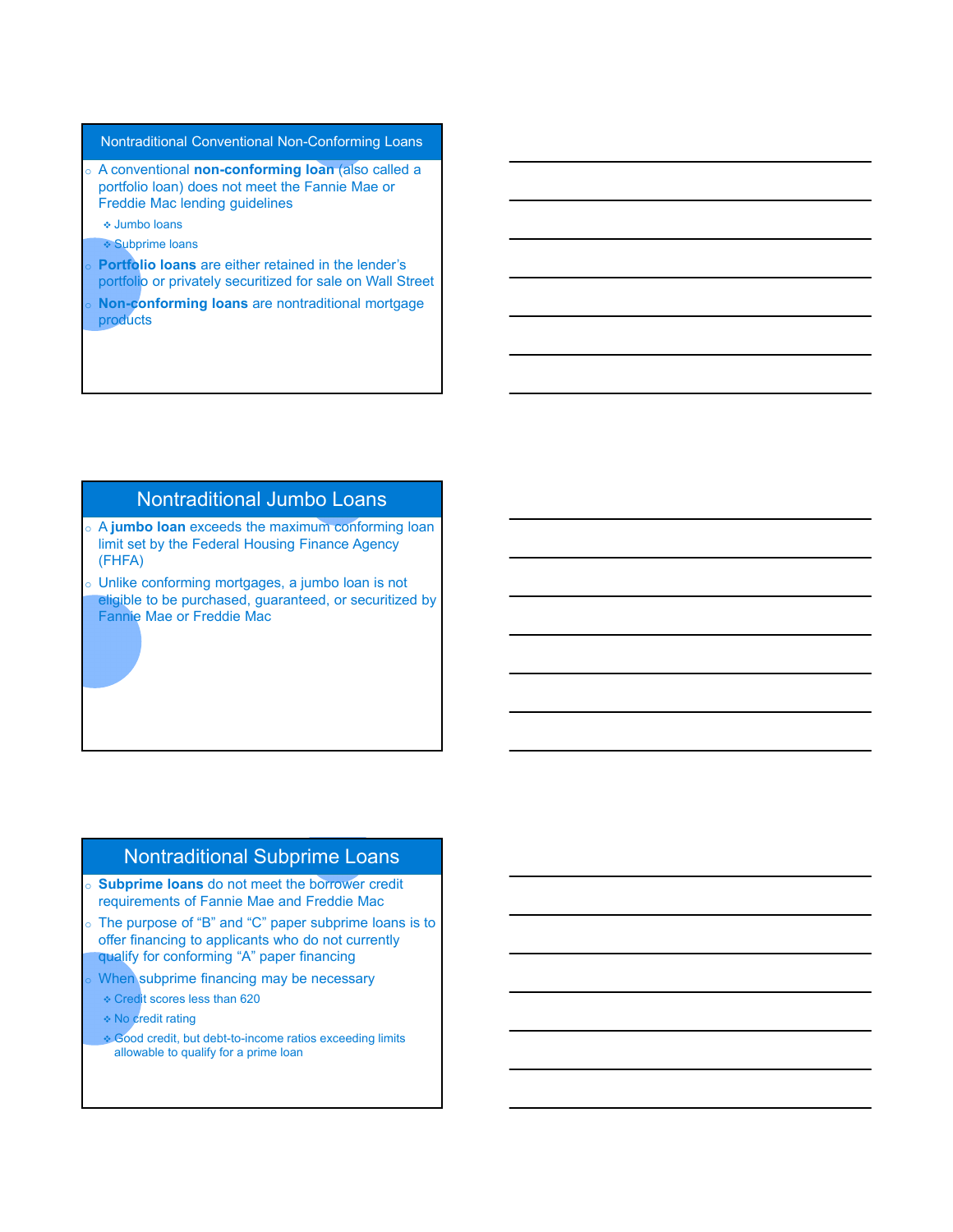## Nontraditional Conventional Non-Conforming Loans

- A conventional **non-conforming loan** (also called a portfolio loan) does not meet the Fannie Mae or Freddie Mac lending guidelines
  - Jumbo loans
  - Subprime loans
- **Portfolio loans** are either retained in the lender's portfolio or privately securitized for sale on Wall Street
- **Non-conforming loans** are nontraditional mortgage products

## Nontraditional Jumbo Loans

- A **jumbo loan** exceeds the maximum conforming loan limit set by the Federal Housing Finance Agency (FHFA)
- Unlike conforming mortgages, a jumbo loan is not eligible to be purchased, guaranteed, or securitized by Fannie Mae or Freddie Mac

## Nontraditional Subprime Loans

- **Subprime loans** do not meet the borrower credit requirements of Fannie Mae and Freddie Mac
- The purpose of "B" and "C" paper subprime loans is to offer financing to applicants who do not currently qualify for conforming "A" paper financing
- When subprime financing may be necessary
  - Credit scores less than 620
  - No credit rating
  - Good credit, but debt-to-income ratios exceeding limits allowable to qualify for a prime loan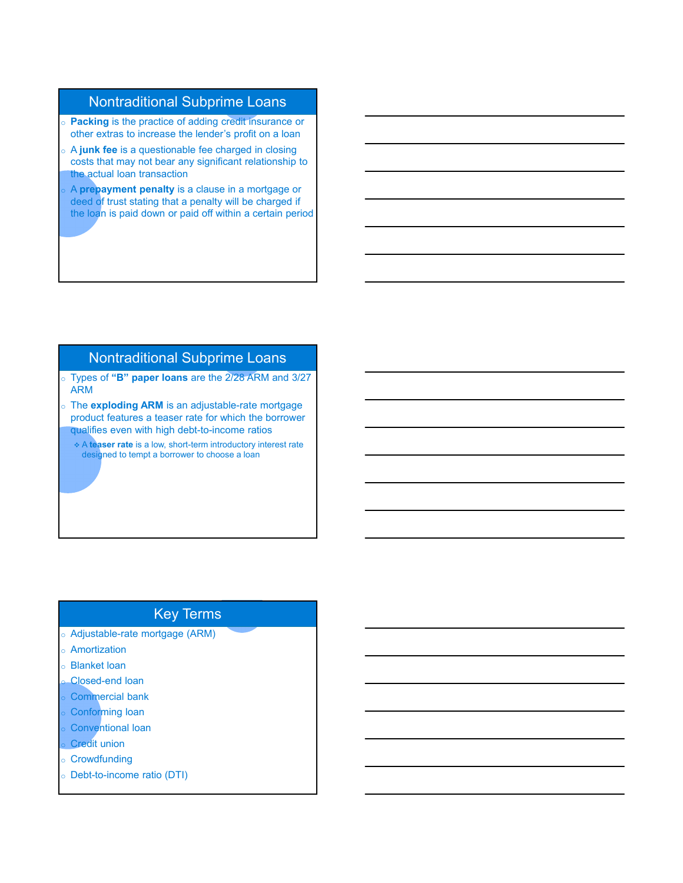## Nontraditional Subprime Loans

- **Packing** is the practice of adding credit insurance or other extras to increase the lender's profit on a loan
- A **junk fee** is a questionable fee charged in closing costs that may not bear any significant relationship to the actual loan transaction
- A **prepayment penalty** is a clause in a mortgage or deed of trust stating that a penalty will be charged if the loan is paid down or paid off within a certain period

## Nontraditional Subprime Loans

- Types of **"B" paper loans** are the 2/28 ARM and 3/27 ARM
- The **exploding ARM** is an adjustable-rate mortgage product features a teaser rate for which the borrower qualifies even with high debt-to-income ratios
  - A **teaser rate** is a low, short-term introductory interest rate designed to tempt a borrower to choose a loan

## Key Terms

- Adjustable-rate mortgage (ARM)
- Amortization
- Blanket loan
- Closed-end loan
- Commercial bank
- Conforming loan
- Conventional loan
- Credit union
- Crowdfunding
- Debt-to-income ratio (DTI)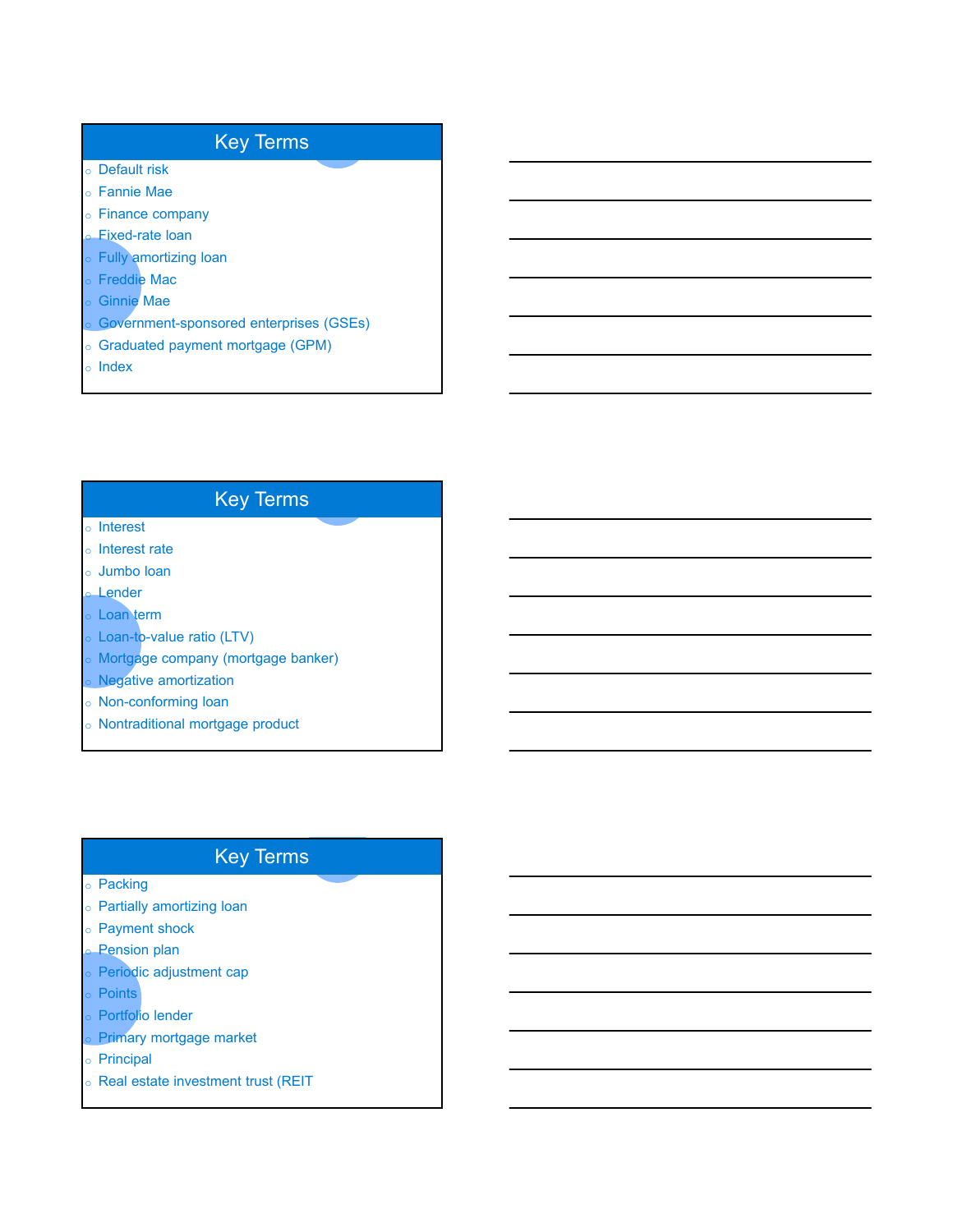## Key Terms

- Default risk
- Fannie Mae
- Finance company
- Fixed-rate loan
- Fully amortizing loan
- Freddie Mac
- Ginnie Mae
- Government-sponsored enterprises (GSEs)
- Graduated payment mortgage (GPM)
- Index

## Key Terms

- Interest
- Interest rate
- Jumbo loan
- Lender
- Loan term
- Loan-to-value ratio (LTV)
- Mortgage company (mortgage banker)
- Negative amortization
- Non-conforming loan
- Nontraditional mortgage product

## Key Terms

- Packing
- Partially amortizing loan
- Payment shock
- Pension plan
- Periodic adjustment cap
- Points
- Portfolio lender
- Primary mortgage market
- Principal
- Real estate investment trust (REIT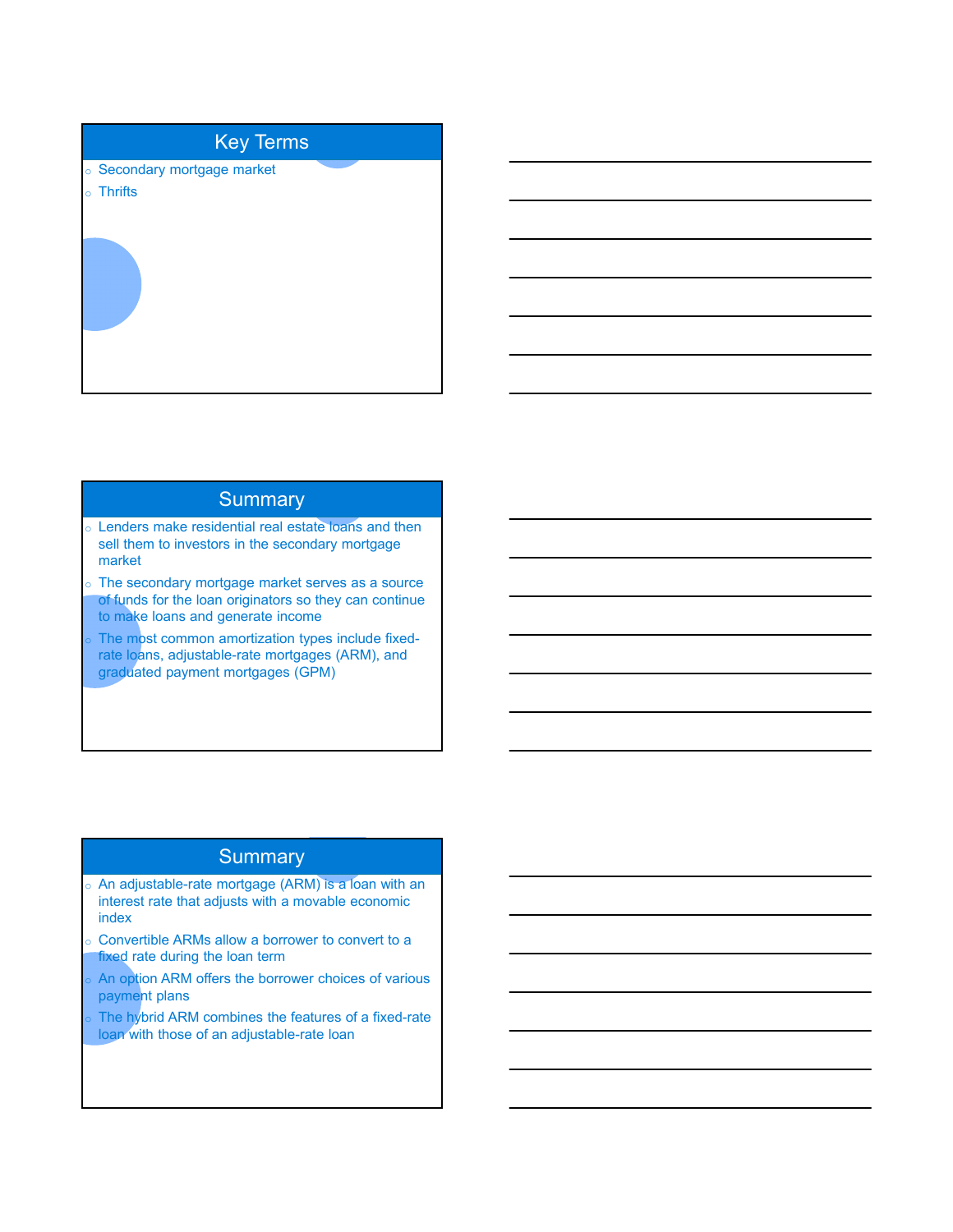## Key Terms

- Secondary mortgage market
- Thrifts

## Summary

- Lenders make residential real estate loans and then sell them to investors in the secondary mortgage market
- The secondary mortgage market serves as a source of funds for the loan originators so they can continue to make loans and generate income
- The most common amortization types include fixed-rate loans, adjustable-rate mortgages (ARM), and graduated payment mortgages (GPM)

## Summary

- An adjustable-rate mortgage (ARM) is a loan with an interest rate that adjusts with a movable economic index
- Convertible ARMs allow a borrower to convert to a fixed rate during the loan term
- An option ARM offers the borrower choices of various payment plans
- The hybrid ARM combines the features of a fixed-rate loan with those of an adjustable-rate loan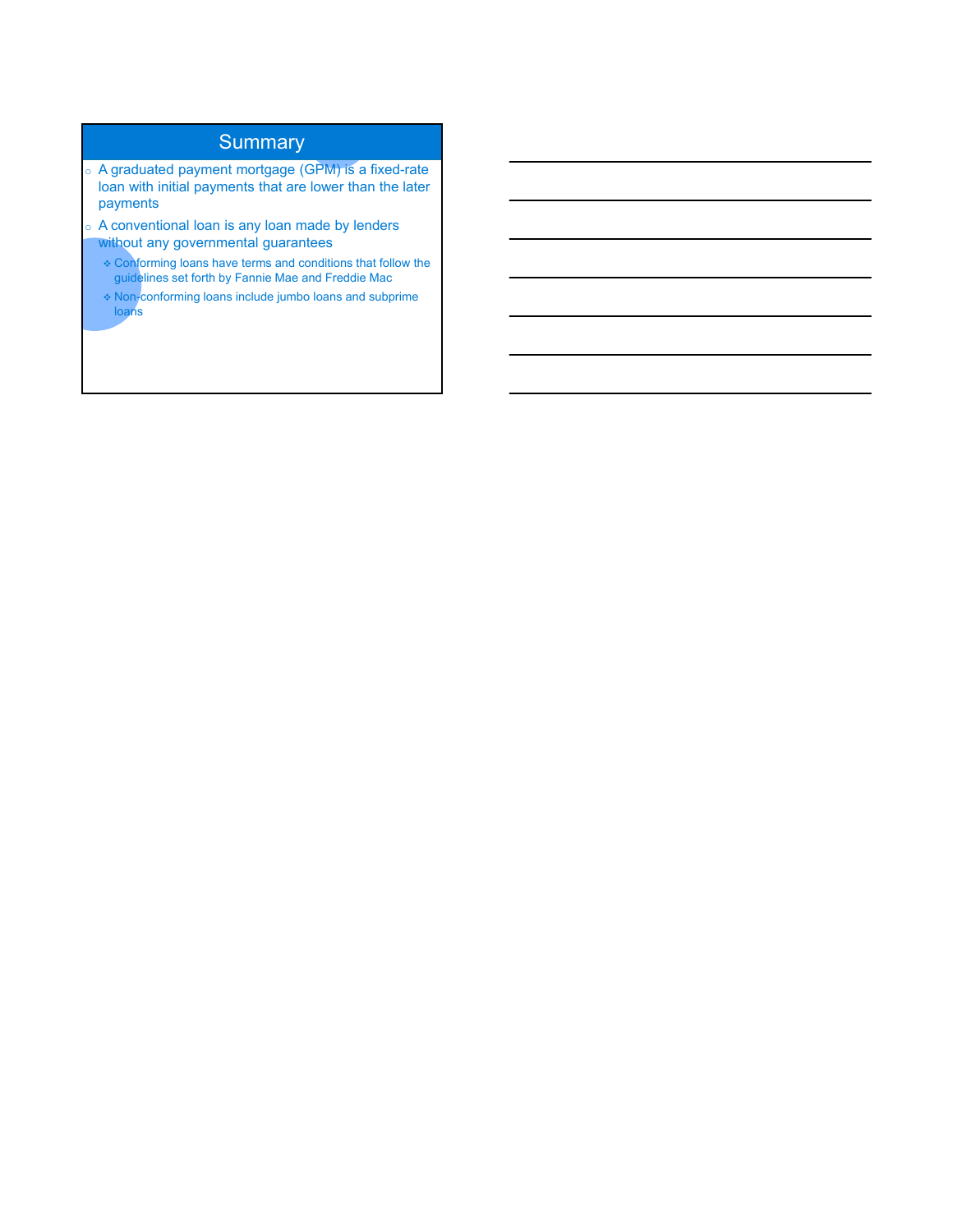## Summary

- A graduated payment mortgage (GPM) is a fixed-rate loan with initial payments that are lower than the later payments
- A conventional loan is any loan made by lenders without any governmental guarantees
  - Conforming loans have terms and conditions that follow the guidelines set forth by Fannie Mae and Freddie Mac
  - Non-conforming loans include jumbo loans and subprime loans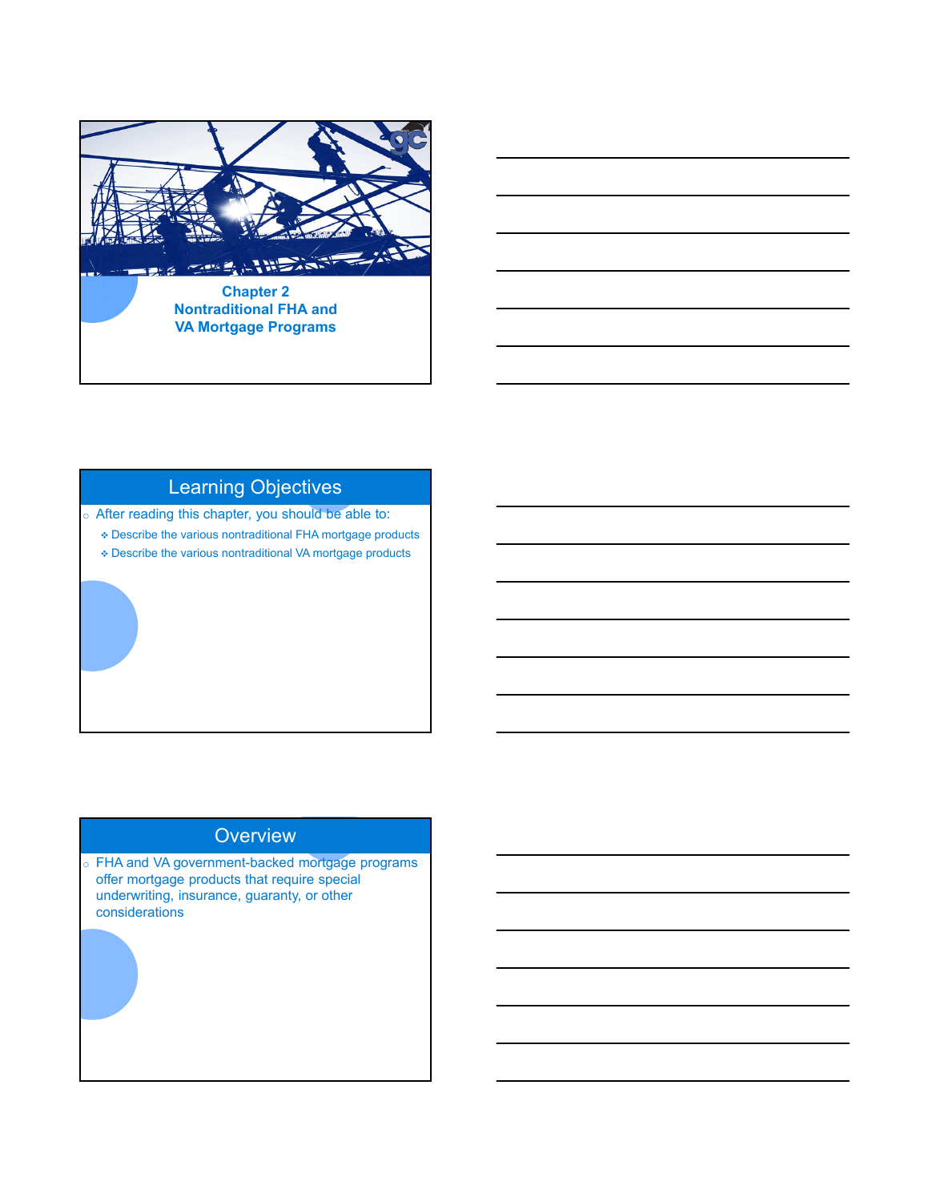## Chapter 2
## Nontraditional FHA and VA Mortgage Programs

## Learning Objectives

- After reading this chapter, you should be able to:
  - Describe the various nontraditional FHA mortgage products
  - Describe the various nontraditional VA mortgage products

## Overview

- FHA and VA government-backed mortgage programs offer mortgage products that require special underwriting, insurance, guaranty, or other considerations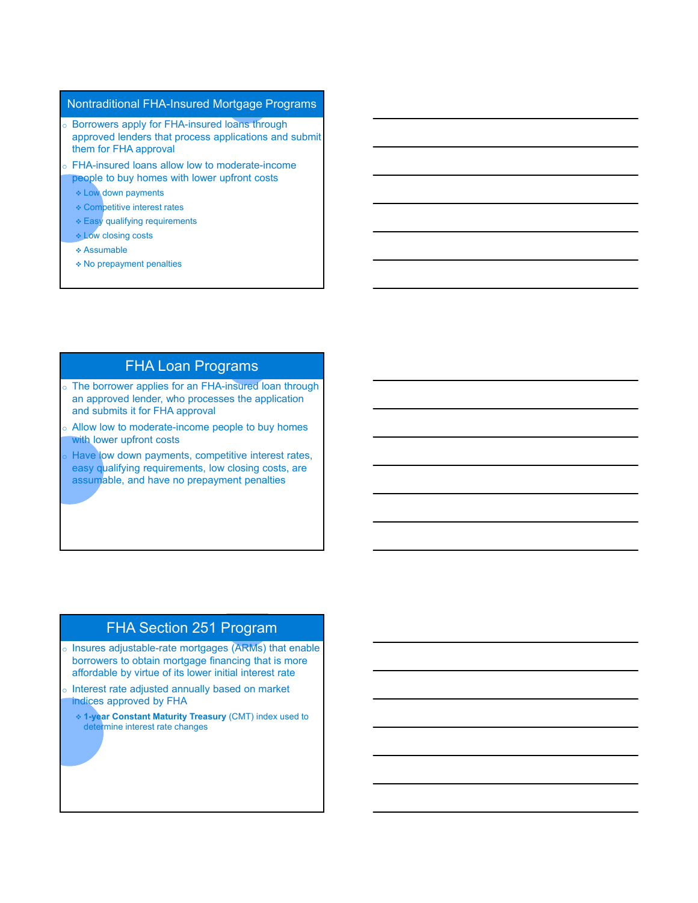## Nontraditional FHA-Insured Mortgage Programs

- Borrowers apply for FHA-insured loans through approved lenders that process applications and submit them for FHA approval
- FHA-insured loans allow low to moderate-income people to buy homes with lower upfront costs
  - Low down payments
  - Competitive interest rates
  - Easy qualifying requirements
  - Low closing costs
  - Assumable
  - No prepayment penalties

## FHA Loan Programs

- The borrower applies for an FHA-insured loan through an approved lender, who processes the application and submits it for FHA approval
- Allow low to moderate-income people to buy homes with lower upfront costs
- Have low down payments, competitive interest rates, easy qualifying requirements, low closing costs, are assumable, and have no prepayment penalties

## FHA Section 251 Program

- Insures adjustable-rate mortgages (ARMs) that enable borrowers to obtain mortgage financing that is more affordable by virtue of its lower initial interest rate
- Interest rate adjusted annually based on market indices approved by FHA
  - **1-year Constant Maturity Treasury** (CMT) index used to determine interest rate changes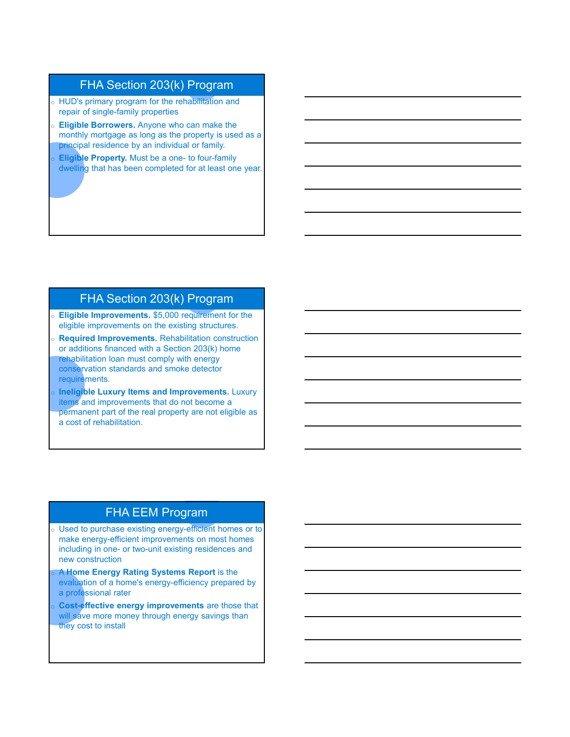## FHA Section 203(k) Program

- HUD's primary program for the rehabilitation and repair of single-family properties
- **Eligible Borrowers.** Anyone who can make the monthly mortgage as long as the property is used as a principal residence by an individual or family.
- **Eligible Property.** Must be a one- to four-family dwelling that has been completed for at least one year.

## FHA Section 203(k) Program

- **Eligible Improvements.** $5,000 requirement for the eligible improvements on the existing structures.
- **Required Improvements.** Rehabilitation construction or additions financed with a Section 203(k) home rehabilitation loan must comply with energy conservation standards and smoke detector requirements.
- **Ineligible Luxury Items and Improvements.** Luxury items and improvements that do not become a permanent part of the real property are not eligible as a cost of rehabilitation.

## FHA EEM Program

- Used to purchase existing energy-efficient homes or to make energy-efficient improvements on most homes including in one- or two-unit existing residences and new construction
- A **Home Energy Rating Systems Report** is the evaluation of a home's energy-efficiency prepared by a professional rater
- **Cost-effective energy improvements** are those that will save more money through energy savings than they cost to install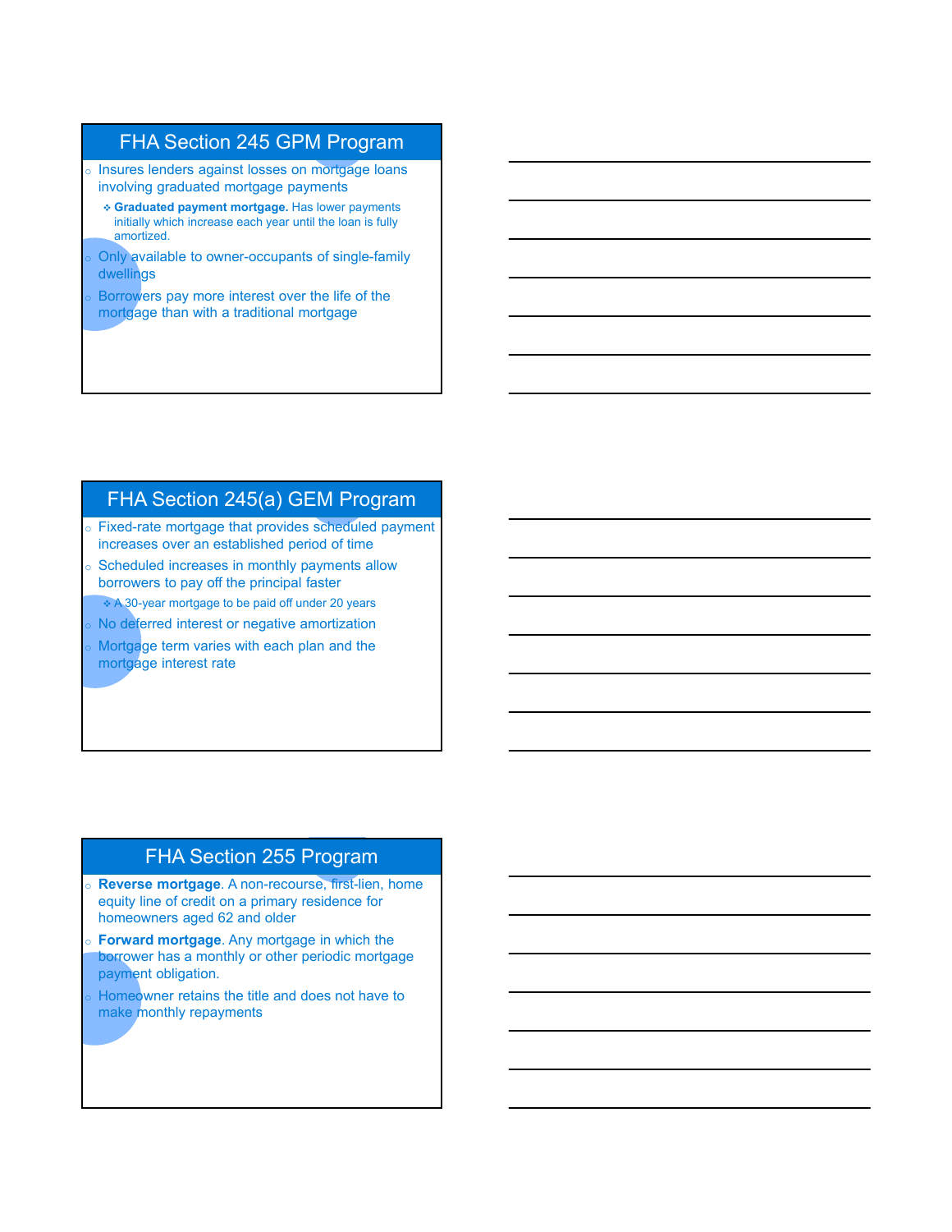## FHA Section 245 GPM Program

- Insures lenders against losses on mortgage loans involving graduated mortgage payments
  - **Graduated payment mortgage.** Has lower payments initially which increase each year until the loan is fully amortized.
- Only available to owner-occupants of single-family dwellings
- Borrowers pay more interest over the life of the mortgage than with a traditional mortgage

## FHA Section 245(a) GEM Program

- Fixed-rate mortgage that provides scheduled payment increases over an established period of time
- Scheduled increases in monthly payments allow borrowers to pay off the principal faster
  - A 30-year mortgage to be paid off under 20 years
- No deferred interest or negative amortization
- Mortgage term varies with each plan and the mortgage interest rate

## FHA Section 255 Program

- **Reverse mortgage**. A non-recourse, first-lien, home equity line of credit on a primary residence for homeowners aged 62 and older
- **Forward mortgage**. Any mortgage in which the borrower has a monthly or other periodic mortgage payment obligation.
- Homeowner retains the title and does not have to make monthly repayments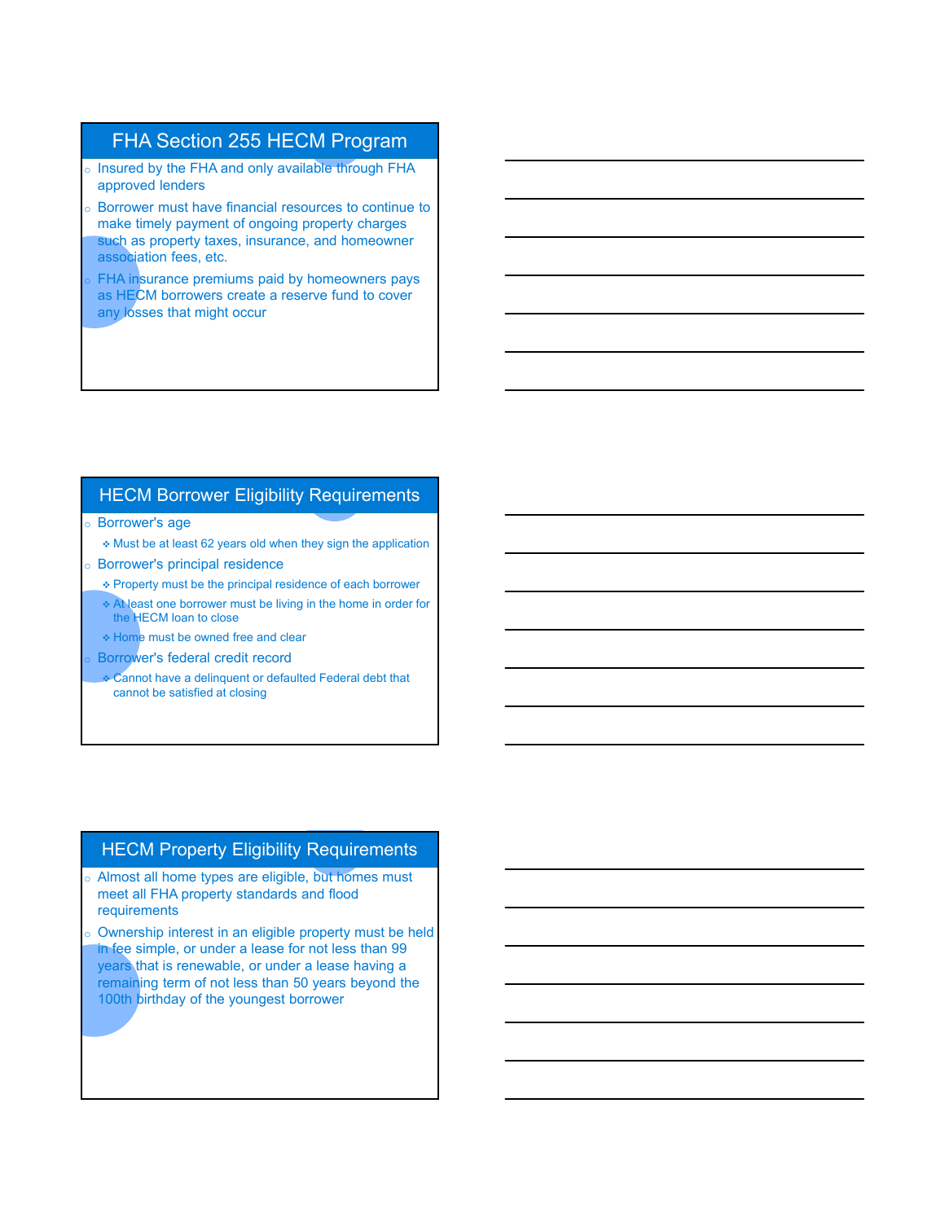## FHA Section 255 HECM Program

- Insured by the FHA and only available through FHA approved lenders
- Borrower must have financial resources to continue to make timely payment of ongoing property charges such as property taxes, insurance, and homeowner association fees, etc.
- FHA insurance premiums paid by homeowners pays as HECM borrowers create a reserve fund to cover any losses that might occur

## HECM Borrower Eligibility Requirements

- Borrower's age
  - Must be at least 62 years old when they sign the application
- Borrower's principal residence
  - Property must be the principal residence of each borrower
  - At least one borrower must be living in the home in order for the HECM loan to close
  - Home must be owned free and clear
- Borrower's federal credit record
  - Cannot have a delinquent or defaulted Federal debt that cannot be satisfied at closing

## HECM Property Eligibility Requirements

- Almost all home types are eligible, but homes must meet all FHA property standards and flood requirements
- Ownership interest in an eligible property must be held in fee simple, or under a lease for not less than 99 years that is renewable, or under a lease having a remaining term of not less than 50 years beyond the 100th birthday of the youngest borrower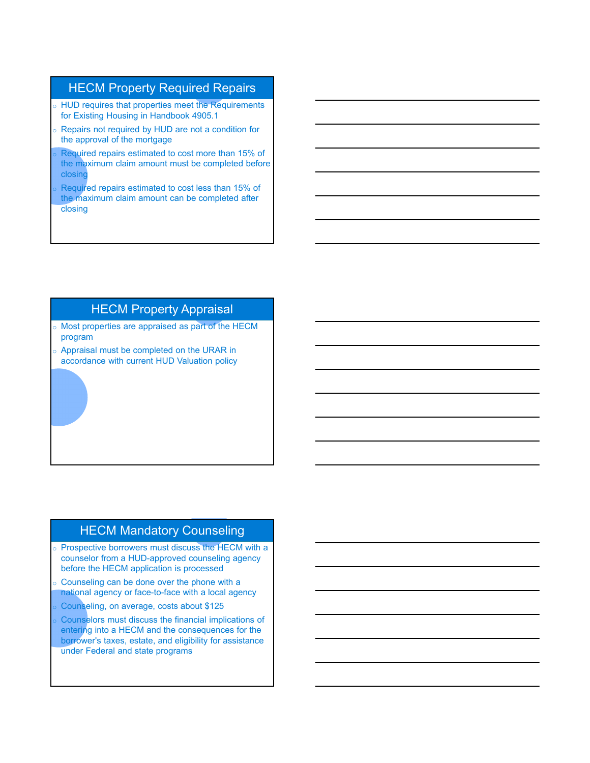## HECM Property Required Repairs

- HUD requires that properties meet the Requirements for Existing Housing in Handbook 4905.1
- Repairs not required by HUD are not a condition for the approval of the mortgage
- Required repairs estimated to cost more than 15% of the maximum claim amount must be completed before closing
- Required repairs estimated to cost less than 15% of the maximum claim amount can be completed after closing

## HECM Property Appraisal

- Most properties are appraised as part of the HECM program
- Appraisal must be completed on the URAR in accordance with current HUD Valuation policy

## HECM Mandatory Counseling

- Prospective borrowers must discuss the HECM with a counselor from a HUD-approved counseling agency before the HECM application is processed
- Counseling can be done over the phone with a national agency or face-to-face with a local agency
- Counseling, on average, costs about $125
- Counselors must discuss the financial implications of entering into a HECM and the consequences for the borrower's taxes, estate, and eligibility for assistance under Federal and state programs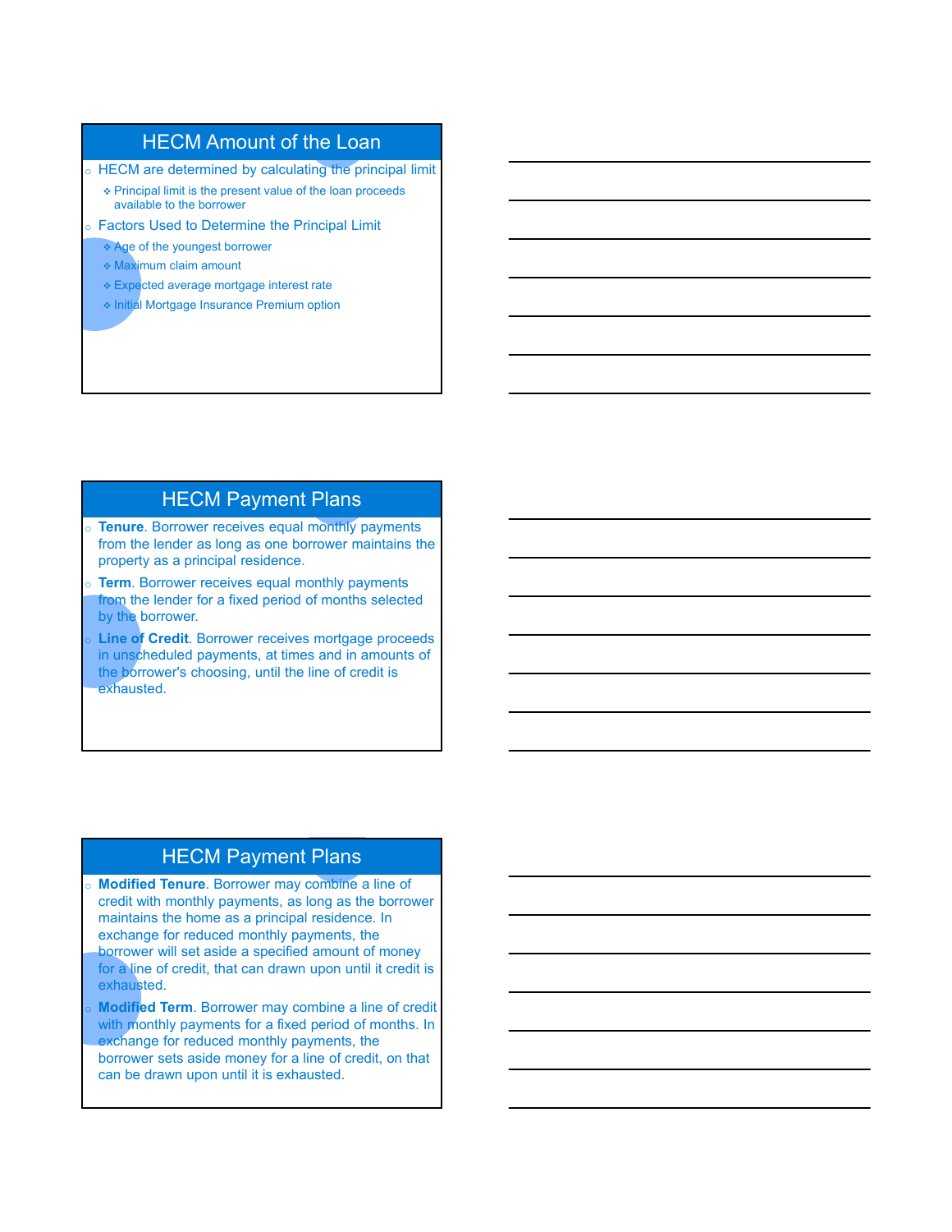## HECM Amount of the Loan

- HECM are determined by calculating the principal limit
  - Principal limit is the present value of the loan proceeds available to the borrower
- Factors Used to Determine the Principal Limit
  - Age of the youngest borrower
  - Maximum claim amount
  - Expected average mortgage interest rate
  - Initial Mortgage Insurance Premium option

## HECM Payment Plans

- **Tenure**. Borrower receives equal monthly payments from the lender as long as one borrower maintains the property as a principal residence.
- **Term**. Borrower receives equal monthly payments from the lender for a fixed period of months selected by the borrower.
- **Line of Credit**. Borrower receives mortgage proceeds in unscheduled payments, at times and in amounts of the borrower's choosing, until the line of credit is exhausted.

## HECM Payment Plans

- **Modified Tenure**. Borrower may combine a line of credit with monthly payments, as long as the borrower maintains the home as a principal residence. In exchange for reduced monthly payments, the borrower will set aside a specified amount of money for a line of credit, that can drawn upon until it credit is exhausted.
- **Modified Term**. Borrower may combine a line of credit with monthly payments for a fixed period of months. In exchange for reduced monthly payments, the borrower sets aside money for a line of credit, on that can be drawn upon until it is exhausted.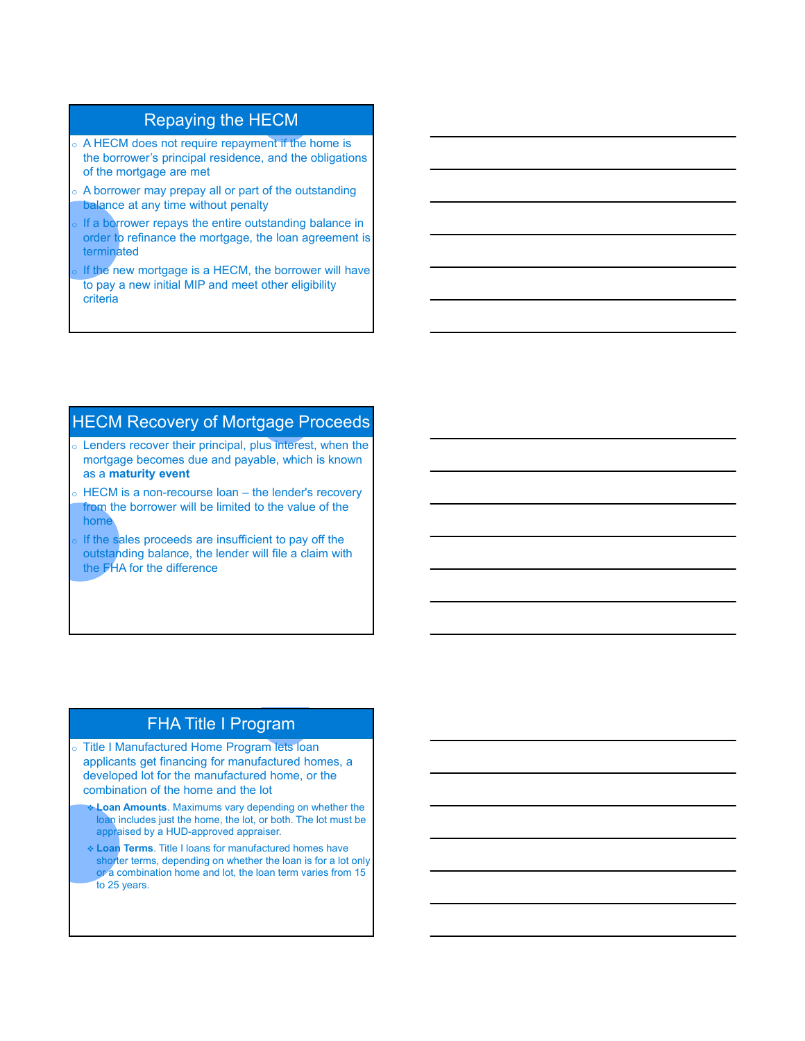## Repaying the HECM

- A HECM does not require repayment if the home is the borrower's principal residence, and the obligations of the mortgage are met
- A borrower may prepay all or part of the outstanding balance at any time without penalty
- If a borrower repays the entire outstanding balance in order to refinance the mortgage, the loan agreement is terminated
- If the new mortgage is a HECM, the borrower will have to pay a new initial MIP and meet other eligibility criteria

## HECM Recovery of Mortgage Proceeds

- Lenders recover their principal, plus interest, when the mortgage becomes due and payable, which is known as a **maturity event**
- HECM is a non-recourse loan – the lender's recovery from the borrower will be limited to the value of the home
- If the sales proceeds are insufficient to pay off the outstanding balance, the lender will file a claim with the FHA for the difference

## FHA Title I Program

- Title I Manufactured Home Program lets loan applicants get financing for manufactured homes, a developed lot for the manufactured home, or the combination of the home and the lot
  - **Loan Amounts**. Maximums vary depending on whether the loan includes just the home, the lot, or both. The lot must be appraised by a HUD-approved appraiser.
  - **Loan Terms**. Title I loans for manufactured homes have shorter terms, depending on whether the loan is for a lot only or a combination home and lot, the loan term varies from 15 to 25 years.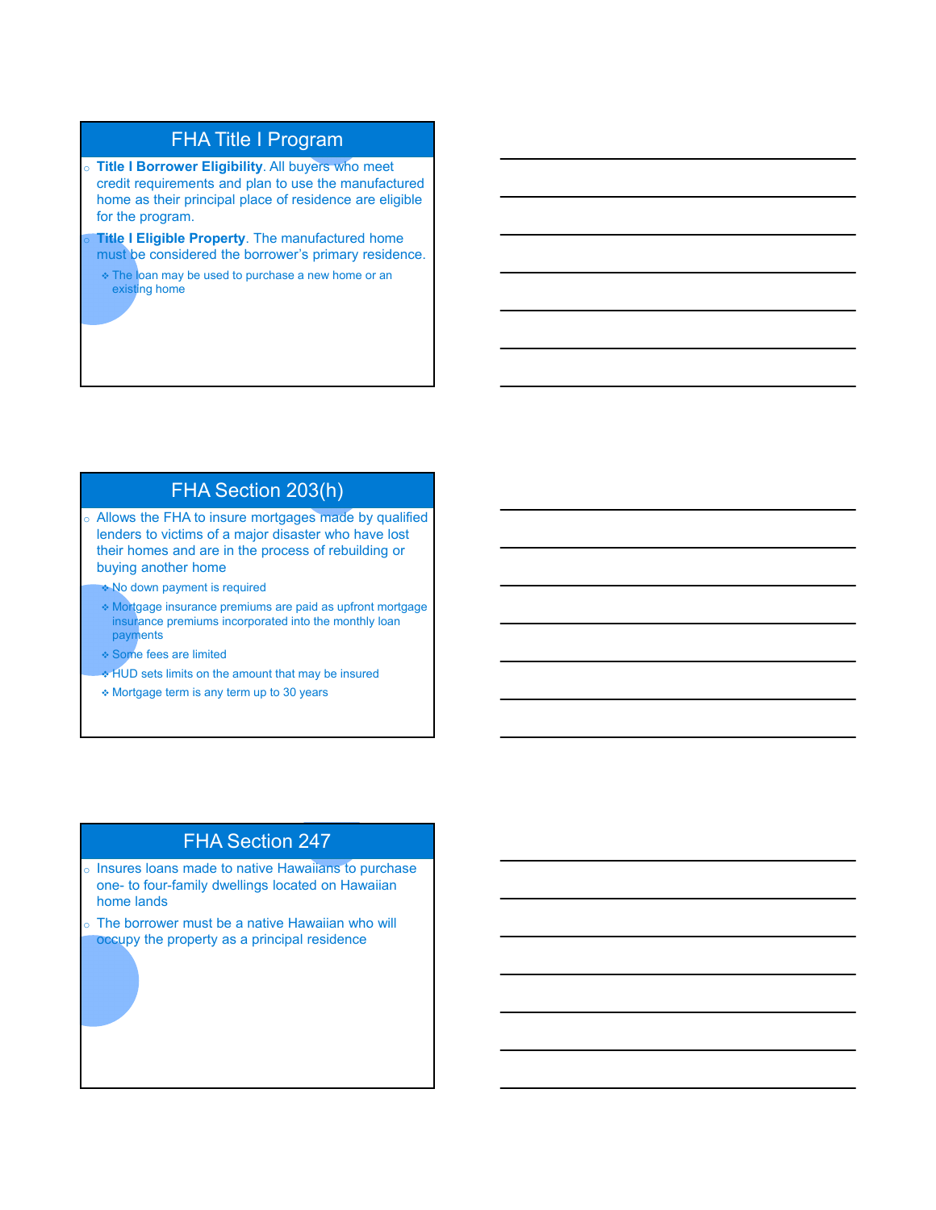## FHA Title I Program

- **Title I Borrower Eligibility**. All buyers who meet credit requirements and plan to use the manufactured home as their principal place of residence are eligible for the program.
- **Title I Eligible Property**. The manufactured home must be considered the borrower's primary residence.
  - The loan may be used to purchase a new home or an existing home

## FHA Section 203(h)

- Allows the FHA to insure mortgages made by qualified lenders to victims of a major disaster who have lost their homes and are in the process of rebuilding or buying another home
  - No down payment is required
  - Mortgage insurance premiums are paid as upfront mortgage insurance premiums incorporated into the monthly loan payments
  - Some fees are limited
  - HUD sets limits on the amount that may be insured
  - Mortgage term is any term up to 30 years

## FHA Section 247

- Insures loans made to native Hawaiians to purchase one- to four-family dwellings located on Hawaiian home lands
- The borrower must be a native Hawaiian who will occupy the property as a principal residence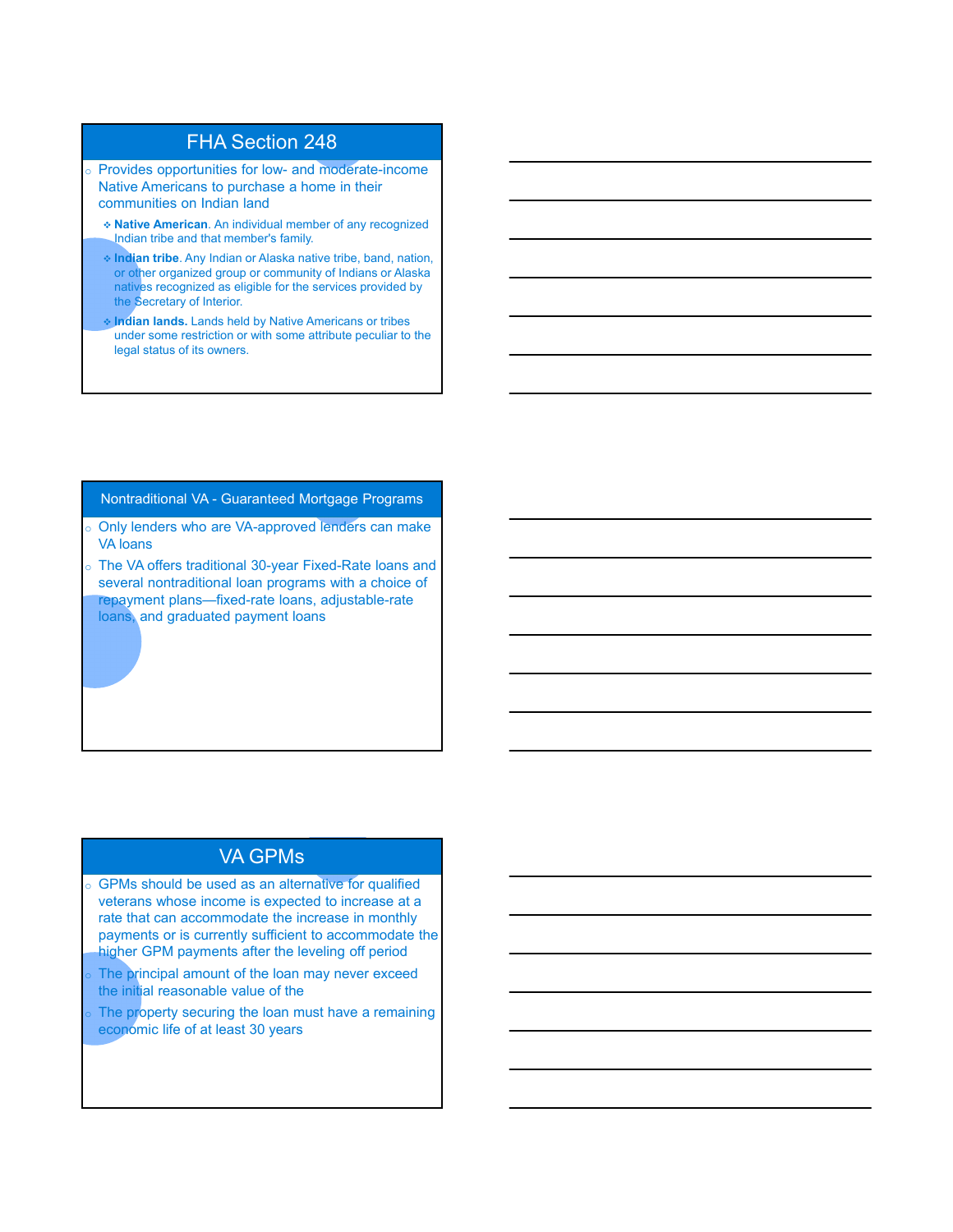## FHA Section 248

- Provides opportunities for low- and moderate-income Native Americans to purchase a home in their communities on Indian land
  - **Native American**. An individual member of any recognized Indian tribe and that member's family.
  - **Indian tribe**. Any Indian or Alaska native tribe, band, nation, or other organized group or community of Indians or Alaska natives recognized as eligible for the services provided by the Secretary of Interior.
  - **Indian lands.** Lands held by Native Americans or tribes under some restriction or with some attribute peculiar to the legal status of its owners.

## Nontraditional VA - Guaranteed Mortgage Programs

- Only lenders who are VA-approved lenders can make VA loans
- The VA offers traditional 30-year Fixed-Rate loans and several nontraditional loan programs with a choice of repayment plans—fixed-rate loans, adjustable-rate loans, and graduated payment loans

## VA GPMs

- GPMs should be used as an alternative for qualified veterans whose income is expected to increase at a rate that can accommodate the increase in monthly payments or is currently sufficient to accommodate the higher GPM payments after the leveling off period
- The principal amount of the loan may never exceed the initial reasonable value of the
- The property securing the loan must have a remaining economic life of at least 30 years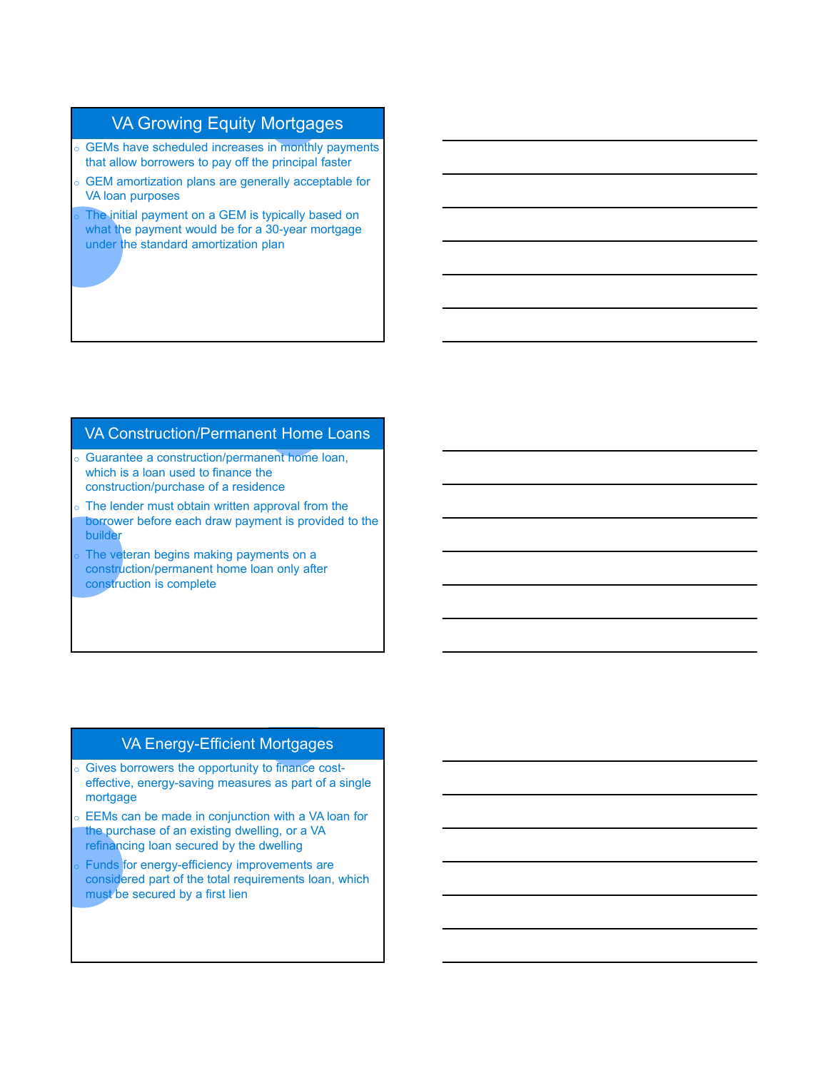## VA Growing Equity Mortgages

- GEMs have scheduled increases in monthly payments that allow borrowers to pay off the principal faster
- GEM amortization plans are generally acceptable for VA loan purposes
- The initial payment on a GEM is typically based on what the payment would be for a 30-year mortgage under the standard amortization plan

## VA Construction/Permanent Home Loans

- Guarantee a construction/permanent home loan, which is a loan used to finance the construction/purchase of a residence
- The lender must obtain written approval from the borrower before each draw payment is provided to the builder
- The veteran begins making payments on a construction/permanent home loan only after construction is complete

## VA Energy-Efficient Mortgages

- Gives borrowers the opportunity to finance cost-effective, energy-saving measures as part of a single mortgage
- EEMs can be made in conjunction with a VA loan for the purchase of an existing dwelling, or a VA refinancing loan secured by the dwelling
- Funds for energy-efficiency improvements are considered part of the total requirements loan, which must be secured by a first lien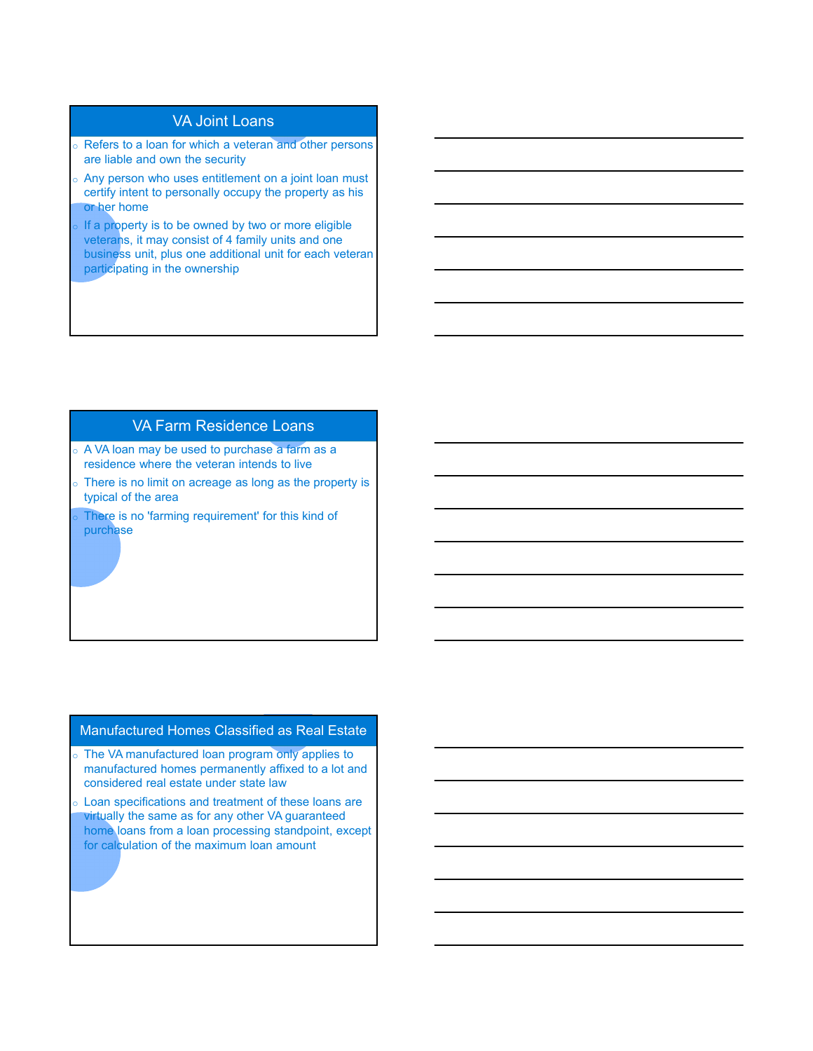## VA Joint Loans

- Refers to a loan for which a veteran and other persons are liable and own the security
- Any person who uses entitlement on a joint loan must certify intent to personally occupy the property as his or her home
- If a property is to be owned by two or more eligible veterans, it may consist of 4 family units and one business unit, plus one additional unit for each veteran participating in the ownership

## VA Farm Residence Loans

- A VA loan may be used to purchase a farm as a residence where the veteran intends to live
- There is no limit on acreage as long as the property is typical of the area
- There is no 'farming requirement' for this kind of purchase

## Manufactured Homes Classified as Real Estate

- The VA manufactured loan program only applies to manufactured homes permanently affixed to a lot and considered real estate under state law
- Loan specifications and treatment of these loans are virtually the same as for any other VA guaranteed home loans from a loan processing standpoint, except for calculation of the maximum loan amount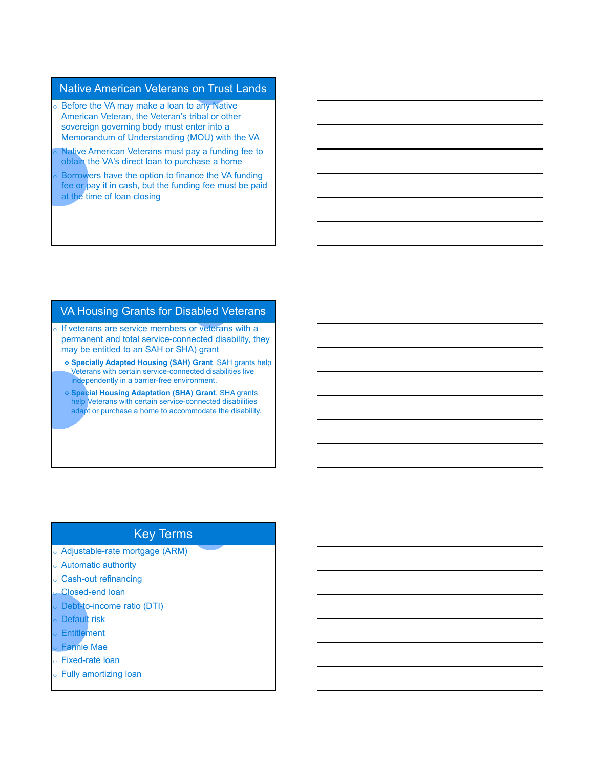## Native American Veterans on Trust Lands

- Before the VA may make a loan to any Native American Veteran, the Veteran's tribal or other sovereign governing body must enter into a Memorandum of Understanding (MOU) with the VA
- Native American Veterans must pay a funding fee to obtain the VA's direct loan to purchase a home
- Borrowers have the option to finance the VA funding fee or pay it in cash, but the funding fee must be paid at the time of loan closing

## VA Housing Grants for Disabled Veterans

- If veterans are service members or veterans with a permanent and total service-connected disability, they may be entitled to an SAH or SHA) grant
  - **Specially Adapted Housing (SAH) Grant**. SAH grants help Veterans with certain service-connected disabilities live independently in a barrier-free environment.
  - **Special Housing Adaptation (SHA) Grant**. SHA grants help Veterans with certain service-connected disabilities adapt or purchase a home to accommodate the disability.

## Key Terms

- Adjustable-rate mortgage (ARM)
- Automatic authority
- Cash-out refinancing
- Closed-end loan
- Debt-to-income ratio (DTI)
- Default risk
- Entitlement
- Fannie Mae
- Fixed-rate loan
- Fully amortizing loan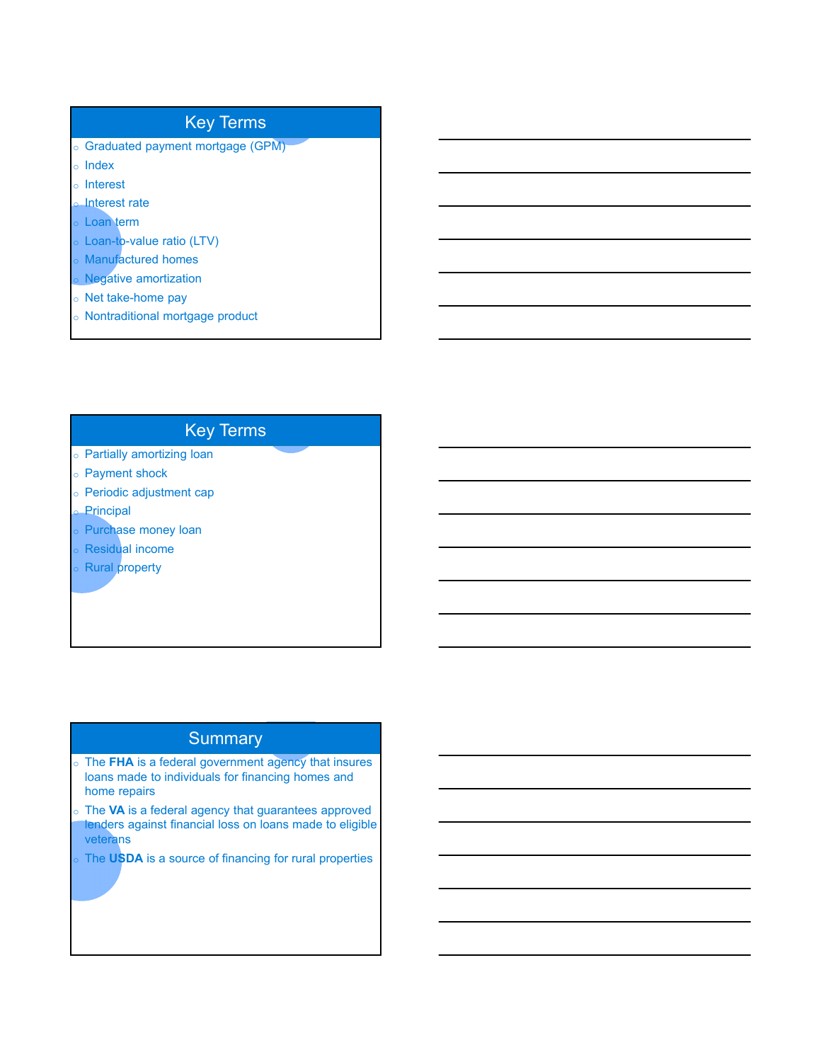## Key Terms

- Graduated payment mortgage (GPM)
- Index
- Interest
- Interest rate
- Loan term
- Loan-to-value ratio (LTV)
- Manufactured homes
- Negative amortization
- Net take-home pay
- Nontraditional mortgage product

## Key Terms

- Partially amortizing loan
- Payment shock
- Periodic adjustment cap
- Principal
- Purchase money loan
- Residual income
- Rural property

## Summary

- The **FHA** is a federal government agency that insures loans made to individuals for financing homes and home repairs
- The **VA** is a federal agency that guarantees approved lenders against financial loss on loans made to eligible veterans
- The **USDA** is a source of financing for rural properties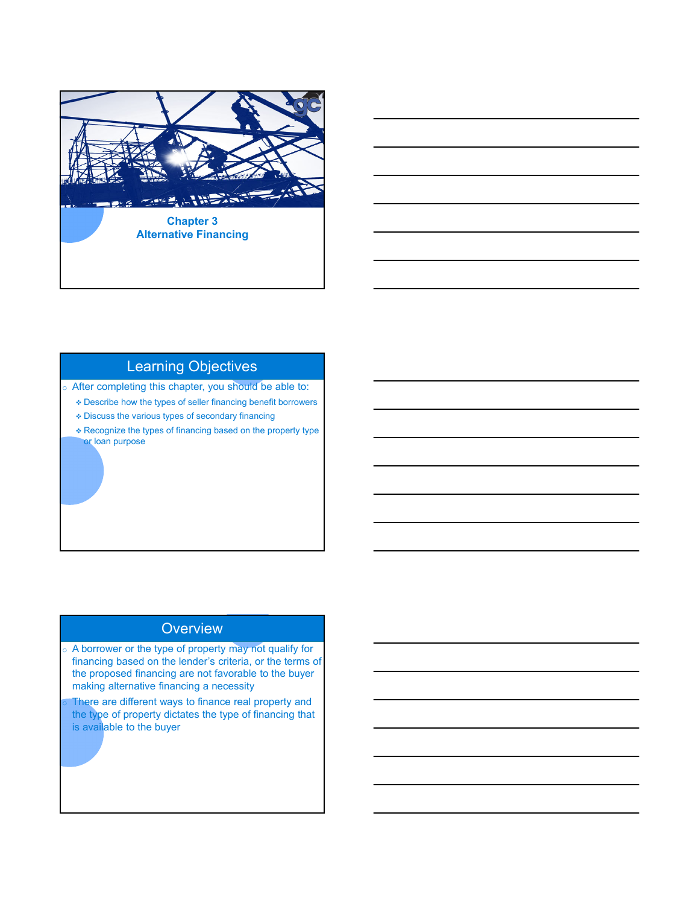## Chapter 3
## Alternative Financing

## Learning Objectives

- After completing this chapter, you should be able to:
  - Describe how the types of seller financing benefit borrowers
  - Discuss the various types of secondary financing
  - Recognize the types of financing based on the property type or loan purpose

## Overview

- A borrower or the type of property may not qualify for financing based on the lender's criteria, or the terms of the proposed financing are not favorable to the buyer making alternative financing a necessity
- There are different ways to finance real property and the type of property dictates the type of financing that is available to the buyer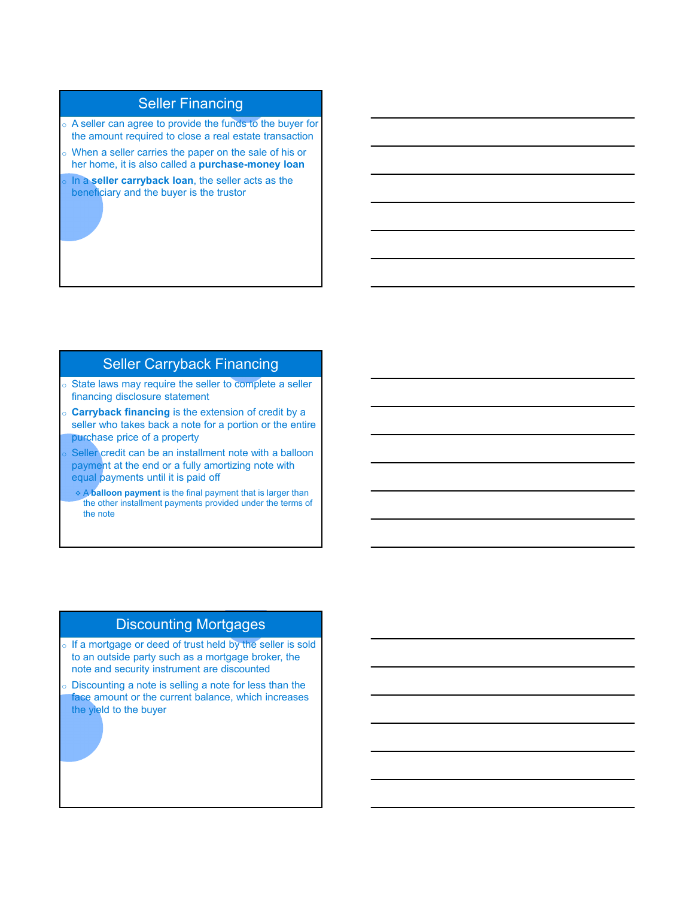## Seller Financing

- A seller can agree to provide the funds to the buyer for the amount required to close a real estate transaction
- When a seller carries the paper on the sale of his or her home, it is also called a **purchase-money loan**
- In a **seller carryback loan**, the seller acts as the beneficiary and the buyer is the trustor

## Seller Carryback Financing

- State laws may require the seller to complete a seller financing disclosure statement
- **Carryback financing** is the extension of credit by a seller who takes back a note for a portion or the entire purchase price of a property
- Seller credit can be an installment note with a balloon payment at the end or a fully amortizing note with equal payments until it is paid off
  - A **balloon payment** is the final payment that is larger than the other installment payments provided under the terms of the note

## Discounting Mortgages

- If a mortgage or deed of trust held by the seller is sold to an outside party such as a mortgage broker, the note and security instrument are discounted
- Discounting a note is selling a note for less than the face amount or the current balance, which increases the yield to the buyer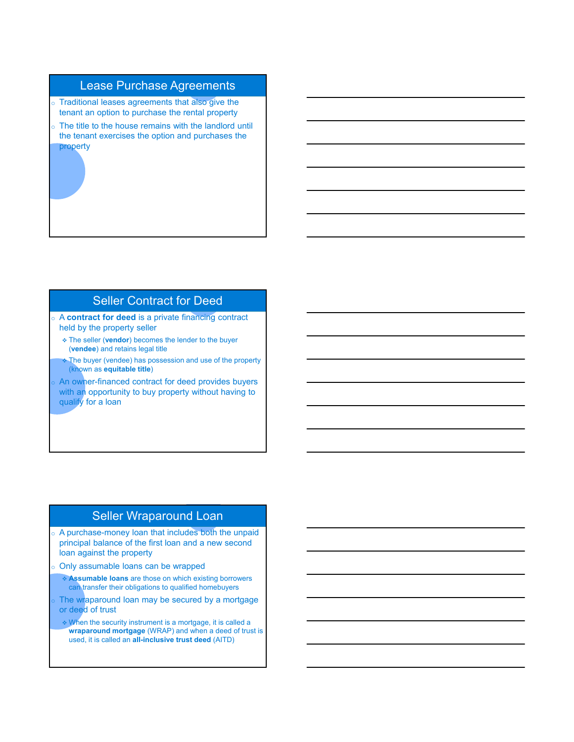## Lease Purchase Agreements

- Traditional leases agreements that also give the tenant an option to purchase the rental property
- The title to the house remains with the landlord until the tenant exercises the option and purchases the property

## Seller Contract for Deed

- A **contract for deed** is a private financing contract held by the property seller
  - The seller (**vendor**) becomes the lender to the buyer (**vendee**) and retains legal title
  - The buyer (vendee) has possession and use of the property (known as **equitable title**)
- An owner-financed contract for deed provides buyers with an opportunity to buy property without having to qualify for a loan

## Seller Wraparound Loan

- A purchase-money loan that includes both the unpaid principal balance of the first loan and a new second loan against the property
- Only assumable loans can be wrapped
  - **Assumable loans** are those on which existing borrowers can transfer their obligations to qualified homebuyers
- The wraparound loan may be secured by a mortgage or deed of trust
  - When the security instrument is a mortgage, it is called a **wraparound mortgage** (WRAP) and when a deed of trust is used, it is called an **all-inclusive trust deed** (AITD)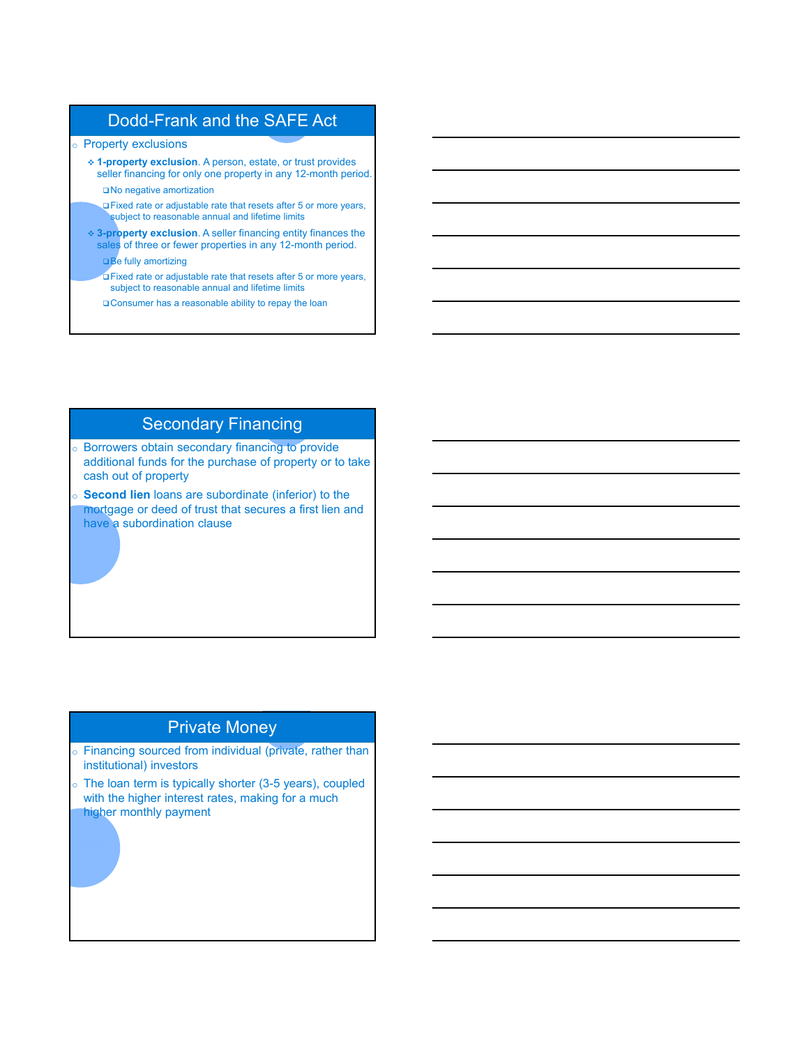## Dodd-Frank and the SAFE Act

- Property exclusions
  - **1-property exclusion**. A person, estate, or trust provides seller financing for only one property in any 12-month period.
    - No negative amortization
    - Fixed rate or adjustable rate that resets after 5 or more years, subject to reasonable annual and lifetime limits
  - **3-property exclusion**. A seller financing entity finances the sales of three or fewer properties in any 12-month period.
    - Be fully amortizing
    - Fixed rate or adjustable rate that resets after 5 or more years, subject to reasonable annual and lifetime limits
    - Consumer has a reasonable ability to repay the loan

## Secondary Financing

- Borrowers obtain secondary financing to provide additional funds for the purchase of property or to take cash out of property
- **Second lien** loans are subordinate (inferior) to the mortgage or deed of trust that secures a first lien and have a subordination clause

## Private Money

- Financing sourced from individual (private, rather than institutional) investors
- The loan term is typically shorter (3-5 years), coupled with the higher interest rates, making for a much higher monthly payment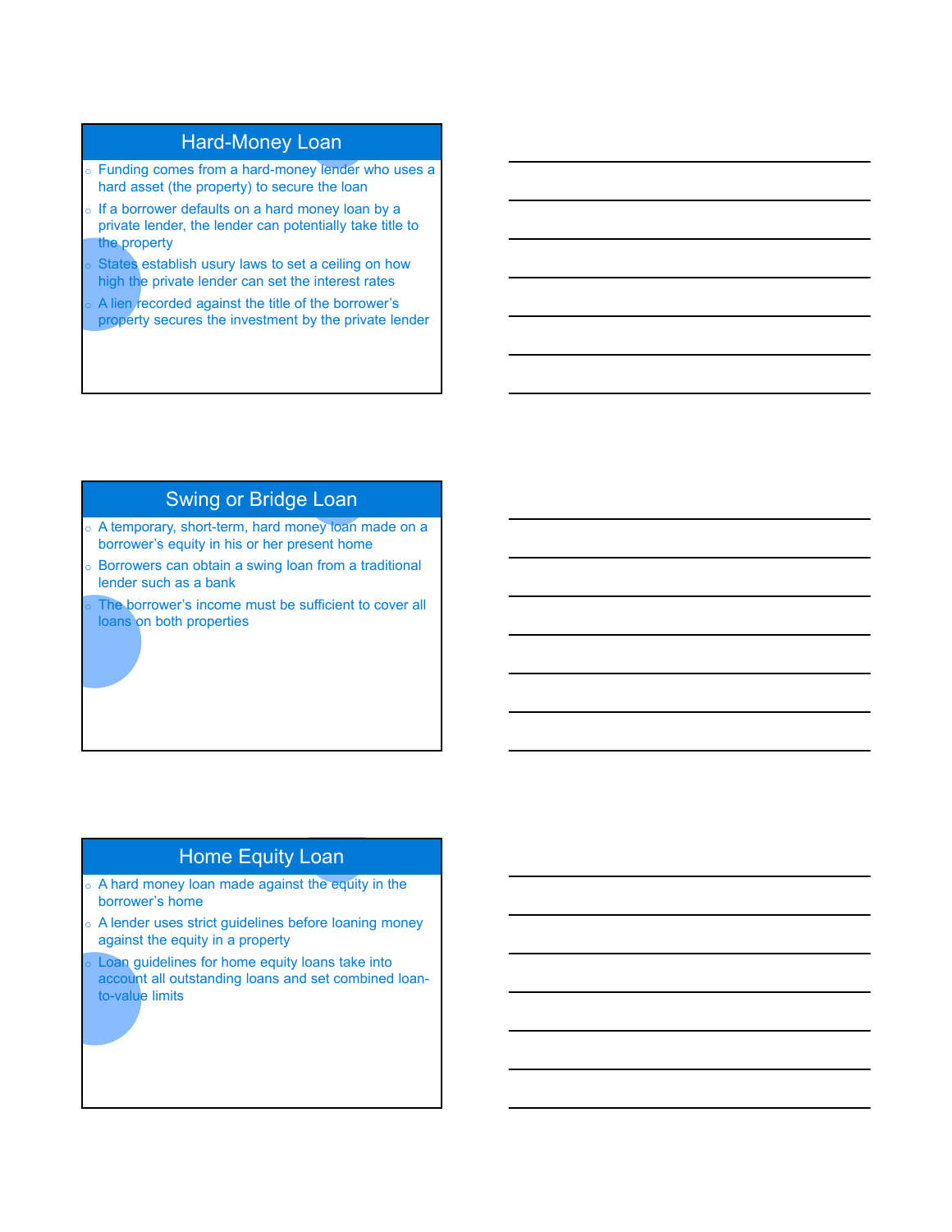## Hard-Money Loan

- Funding comes from a hard-money lender who uses a hard asset (the property) to secure the loan
- If a borrower defaults on a hard money loan by a private lender, the lender can potentially take title to the property
- States establish usury laws to set a ceiling on how high the private lender can set the interest rates
- A lien recorded against the title of the borrower's property secures the investment by the private lender

## Swing or Bridge Loan

- A temporary, short-term, hard money loan made on a borrower's equity in his or her present home
- Borrowers can obtain a swing loan from a traditional lender such as a bank
- The borrower's income must be sufficient to cover all loans on both properties

## Home Equity Loan

- A hard money loan made against the equity in the borrower's home
- A lender uses strict guidelines before loaning money against the equity in a property
- Loan guidelines for home equity loans take into account all outstanding loans and set combined loan-to-value limits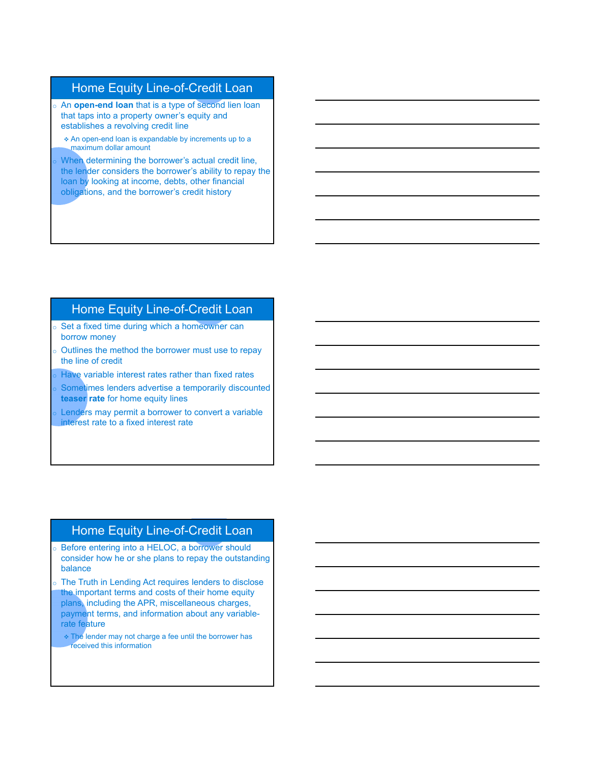## Home Equity Line-of-Credit Loan

- An **open-end loan** that is a type of second lien loan that taps into a property owner's equity and establishes a revolving credit line
  - An open-end loan is expandable by increments up to a maximum dollar amount
- When determining the borrower's actual credit line, the lender considers the borrower's ability to repay the loan by looking at income, debts, other financial obligations, and the borrower's credit history

## Home Equity Line-of-Credit Loan

- Set a fixed time during which a homeowner can borrow money
- Outlines the method the borrower must use to repay the line of credit
- Have variable interest rates rather than fixed rates
- Sometimes lenders advertise a temporarily discounted **teaser rate** for home equity lines
- Lenders may permit a borrower to convert a variable interest rate to a fixed interest rate

## Home Equity Line-of-Credit Loan

- Before entering into a HELOC, a borrower should consider how he or she plans to repay the outstanding balance
- The Truth in Lending Act requires lenders to disclose the important terms and costs of their home equity plans, including the APR, miscellaneous charges, payment terms, and information about any variable-rate feature
  - The lender may not charge a fee until the borrower has received this information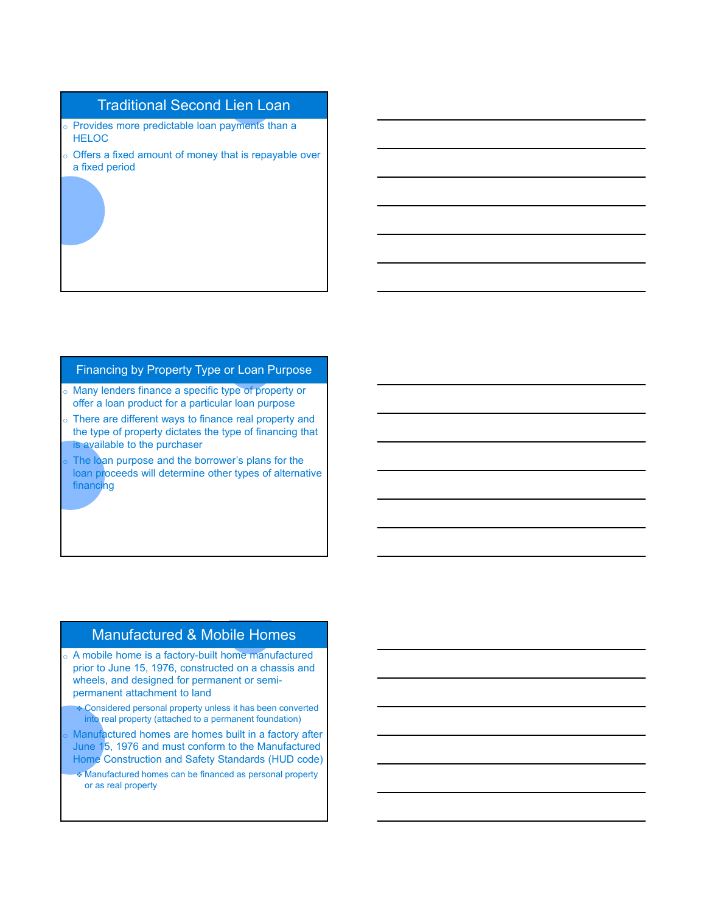## Traditional Second Lien Loan

- Provides more predictable loan payments than a HELOC
- Offers a fixed amount of money that is repayable over a fixed period

## Financing by Property Type or Loan Purpose

- Many lenders finance a specific type of property or offer a loan product for a particular loan purpose
- There are different ways to finance real property and the type of property dictates the type of financing that is available to the purchaser
- The loan purpose and the borrower's plans for the loan proceeds will determine other types of alternative financing

## Manufactured & Mobile Homes

- A mobile home is a factory-built home manufactured prior to June 15, 1976, constructed on a chassis and wheels, and designed for permanent or semi-permanent attachment to land
  - Considered personal property unless it has been converted into real property (attached to a permanent foundation)
- Manufactured homes are homes built in a factory after June 15, 1976 and must conform to the Manufactured Home Construction and Safety Standards (HUD code)
  - Manufactured homes can be financed as personal property or as real property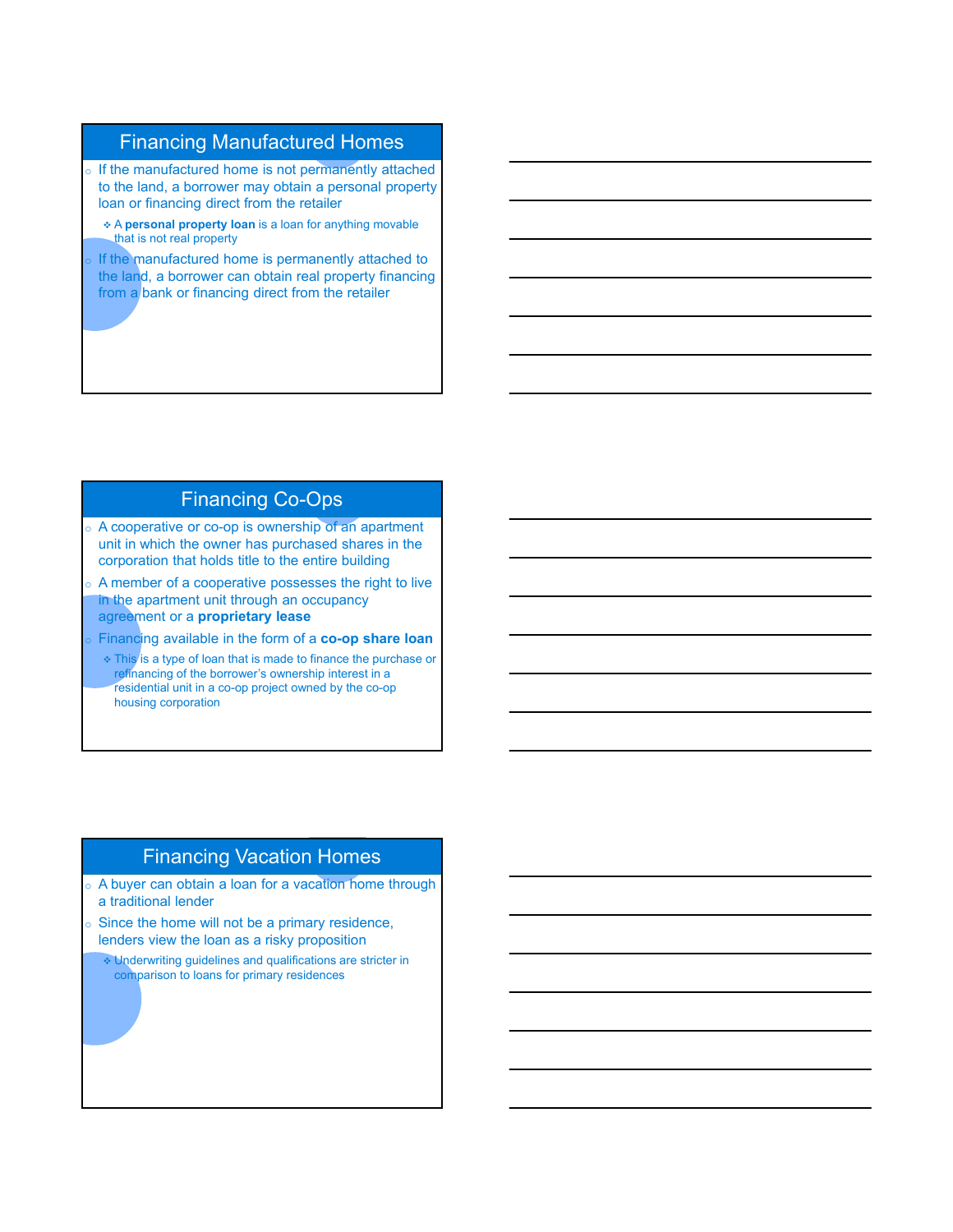## Financing Manufactured Homes

- If the manufactured home is not permanently attached to the land, a borrower may obtain a personal property loan or financing direct from the retailer
  - A **personal property loan** is a loan for anything movable that is not real property
- If the manufactured home is permanently attached to the land, a borrower can obtain real property financing from a bank or financing direct from the retailer

## Financing Co-Ops

- A cooperative or co-op is ownership of an apartment unit in which the owner has purchased shares in the corporation that holds title to the entire building
- A member of a cooperative possesses the right to live in the apartment unit through an occupancy agreement or a **proprietary lease**
- Financing available in the form of a **co-op share loan**
  - This is a type of loan that is made to finance the purchase or refinancing of the borrower's ownership interest in a residential unit in a co-op project owned by the co-op housing corporation

## Financing Vacation Homes

- A buyer can obtain a loan for a vacation home through a traditional lender
- Since the home will not be a primary residence, lenders view the loan as a risky proposition
  - Underwriting guidelines and qualifications are stricter in comparison to loans for primary residences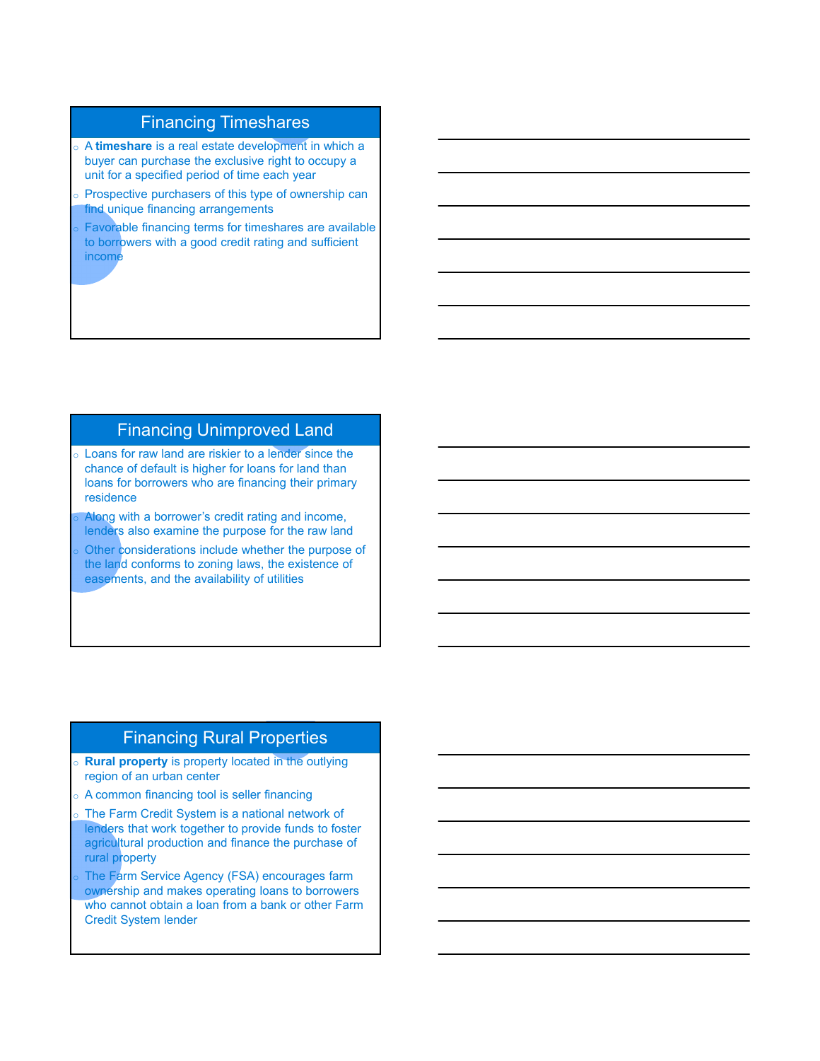## Financing Timeshares

- A **timeshare** is a real estate development in which a buyer can purchase the exclusive right to occupy a unit for a specified period of time each year
- Prospective purchasers of this type of ownership can find unique financing arrangements
- Favorable financing terms for timeshares are available to borrowers with a good credit rating and sufficient income

## Financing Unimproved Land

- Loans for raw land are riskier to a lender since the chance of default is higher for loans for land than loans for borrowers who are financing their primary residence
- Along with a borrower's credit rating and income, lenders also examine the purpose for the raw land
- Other considerations include whether the purpose of the land conforms to zoning laws, the existence of easements, and the availability of utilities

## Financing Rural Properties

- **Rural property** is property located in the outlying region of an urban center
- A common financing tool is seller financing
- The Farm Credit System is a national network of lenders that work together to provide funds to foster agricultural production and finance the purchase of rural property
- The Farm Service Agency (FSA) encourages farm ownership and makes operating loans to borrowers who cannot obtain a loan from a bank or other Farm Credit System lender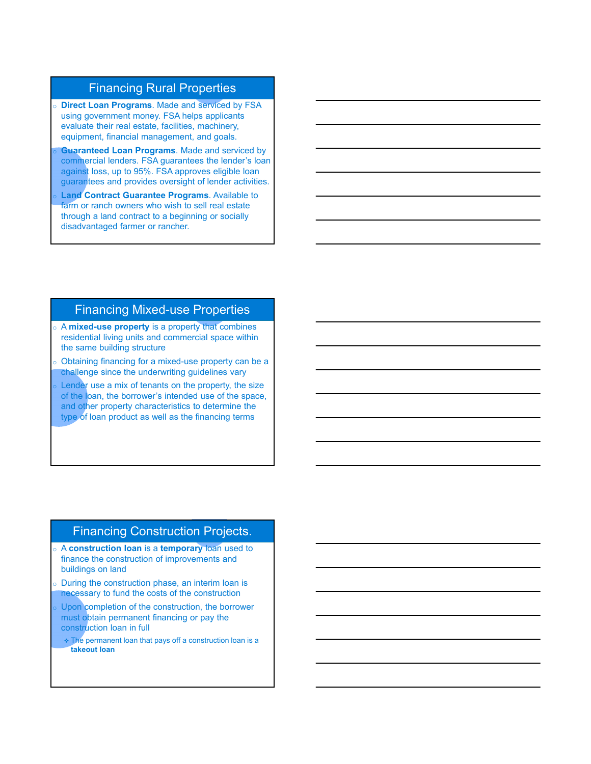## Financing Rural Properties

- **Direct Loan Programs**. Made and serviced by FSA using government money. FSA helps applicants evaluate their real estate, facilities, machinery, equipment, financial management, and goals.
- **Guaranteed Loan Programs**. Made and serviced by commercial lenders. FSA guarantees the lender's loan against loss, up to 95%. FSA approves eligible loan guarantees and provides oversight of lender activities.
- **Land Contract Guarantee Programs**. Available to farm or ranch owners who wish to sell real estate through a land contract to a beginning or socially disadvantaged farmer or rancher.

## Financing Mixed-use Properties

- A **mixed-use property** is a property that combines residential living units and commercial space within the same building structure
- Obtaining financing for a mixed-use property can be a challenge since the underwriting guidelines vary
- Lender use a mix of tenants on the property, the size of the loan, the borrower's intended use of the space, and other property characteristics to determine the type of loan product as well as the financing terms

## Financing Construction Projects.

- A **construction loan** is a **temporary** loan used to finance the construction of improvements and buildings on land
- During the construction phase, an interim loan is necessary to fund the costs of the construction
- Upon completion of the construction, the borrower must obtain permanent financing or pay the construction loan in full
  - The permanent loan that pays off a construction loan is a **takeout loan**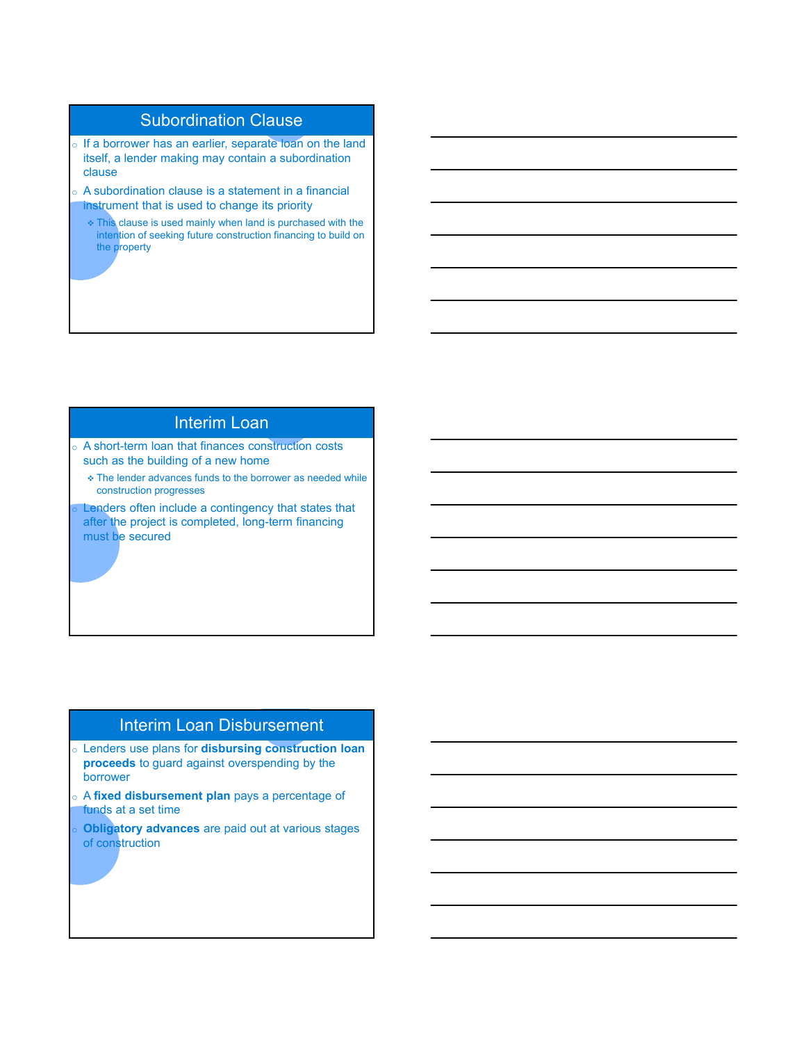## Subordination Clause

- If a borrower has an earlier, separate loan on the land itself, a lender making may contain a subordination clause
- A subordination clause is a statement in a financial instrument that is used to change its priority
  - This clause is used mainly when land is purchased with the intention of seeking future construction financing to build on the property

## Interim Loan

- A short-term loan that finances construction costs such as the building of a new home
  - The lender advances funds to the borrower as needed while construction progresses
- Lenders often include a contingency that states that after the project is completed, long-term financing must be secured

## Interim Loan Disbursement

- Lenders use plans for **disbursing construction loan proceeds** to guard against overspending by the borrower
- A **fixed disbursement plan** pays a percentage of funds at a set time
- **Obligatory advances** are paid out at various stages of construction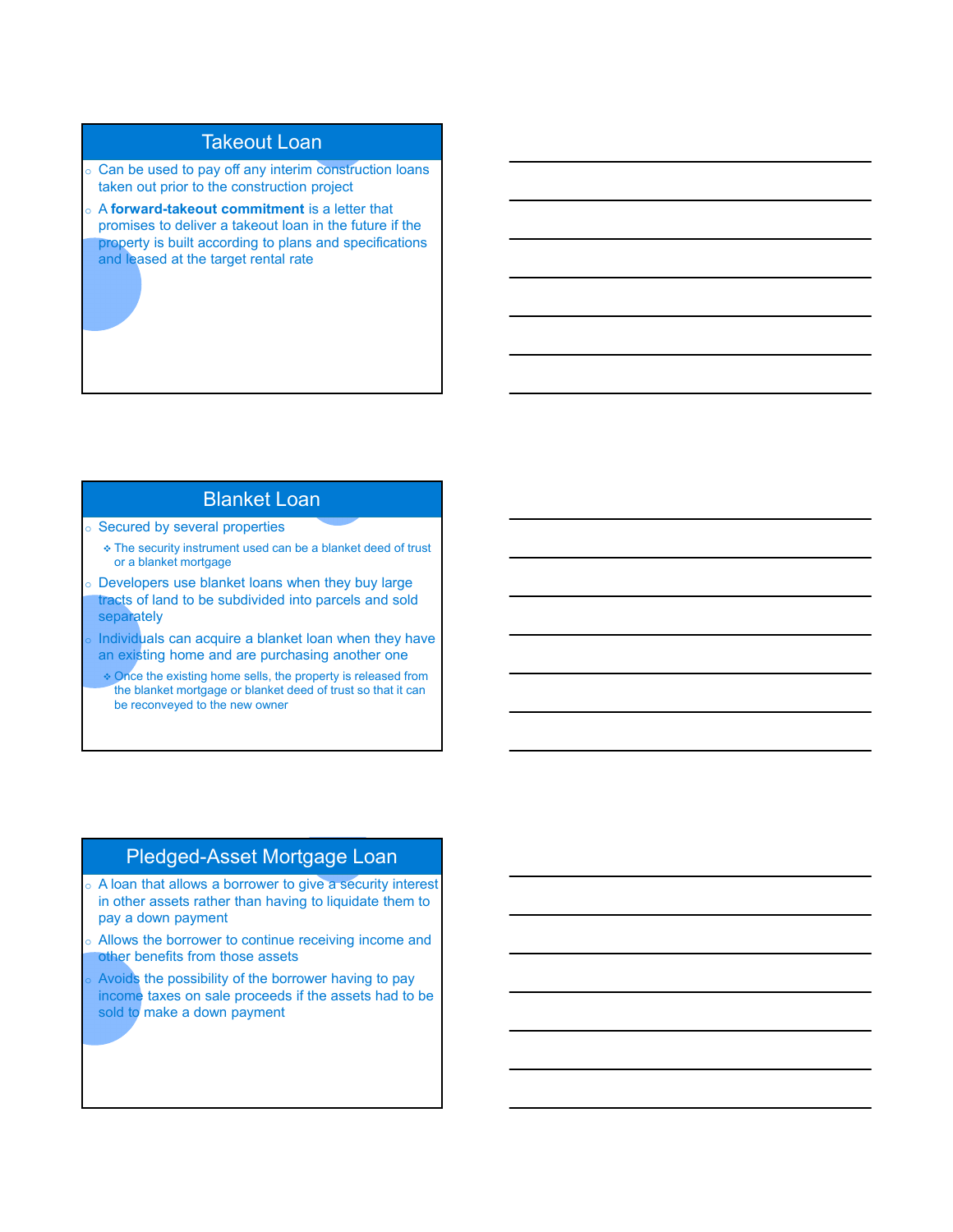## Takeout Loan

- Can be used to pay off any interim construction loans taken out prior to the construction project
- A **forward-takeout commitment** is a letter that promises to deliver a takeout loan in the future if the property is built according to plans and specifications and leased at the target rental rate

## Blanket Loan

- Secured by several properties
  - The security instrument used can be a blanket deed of trust or a blanket mortgage
- Developers use blanket loans when they buy large tracts of land to be subdivided into parcels and sold separately
- Individuals can acquire a blanket loan when they have an existing home and are purchasing another one
  - Once the existing home sells, the property is released from the blanket mortgage or blanket deed of trust so that it can be reconveyed to the new owner

## Pledged-Asset Mortgage Loan

- A loan that allows a borrower to give a security interest in other assets rather than having to liquidate them to pay a down payment
- Allows the borrower to continue receiving income and other benefits from those assets
- Avoids the possibility of the borrower having to pay income taxes on sale proceeds if the assets had to be sold to make a down payment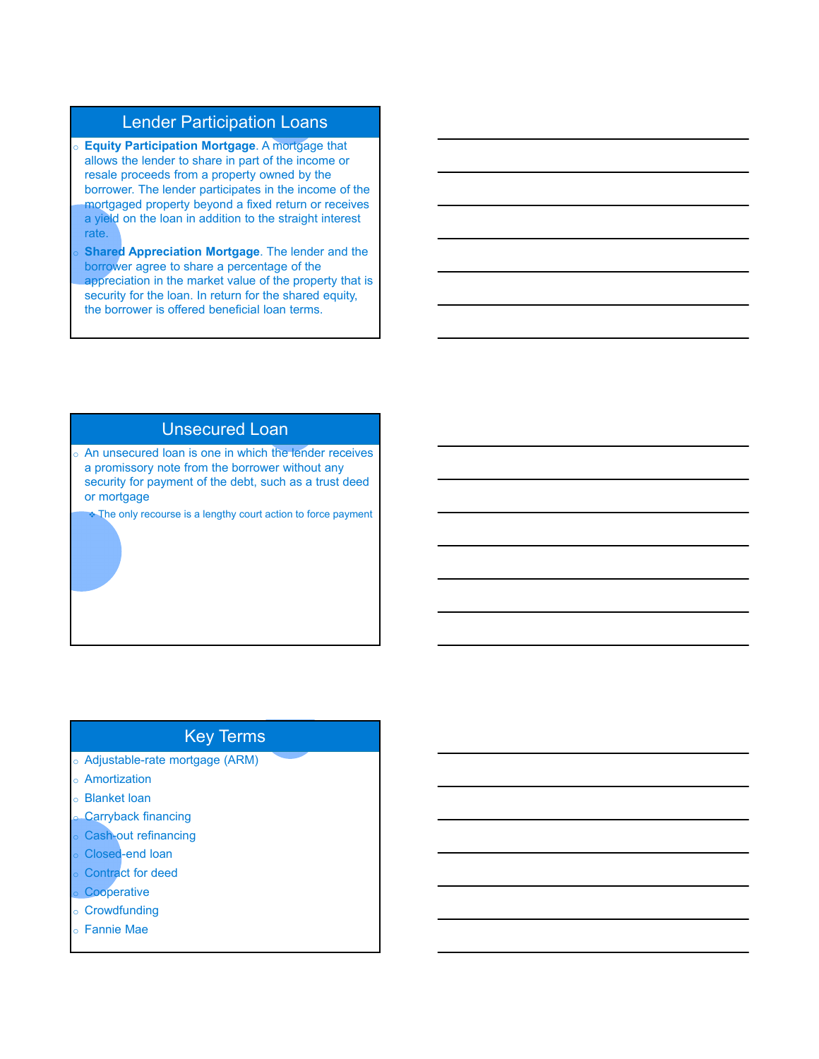## Lender Participation Loans

- **Equity Participation Mortgage**. A mortgage that allows the lender to share in part of the income or resale proceeds from a property owned by the borrower. The lender participates in the income of the mortgaged property beyond a fixed return or receives a yield on the loan in addition to the straight interest rate.
- **Shared Appreciation Mortgage**. The lender and the borrower agree to share a percentage of the appreciation in the market value of the property that is security for the loan. In return for the shared equity, the borrower is offered beneficial loan terms.

## Unsecured Loan

- An unsecured loan is one in which the lender receives a promissory note from the borrower without any security for payment of the debt, such as a trust deed or mortgage
  - The only recourse is a lengthy court action to force payment

## Key Terms

- Adjustable-rate mortgage (ARM)
- Amortization
- Blanket loan
- Carryback financing
- Cash-out refinancing
- Closed-end loan
- Contract for deed
- Cooperative
- Crowdfunding
- Fannie Mae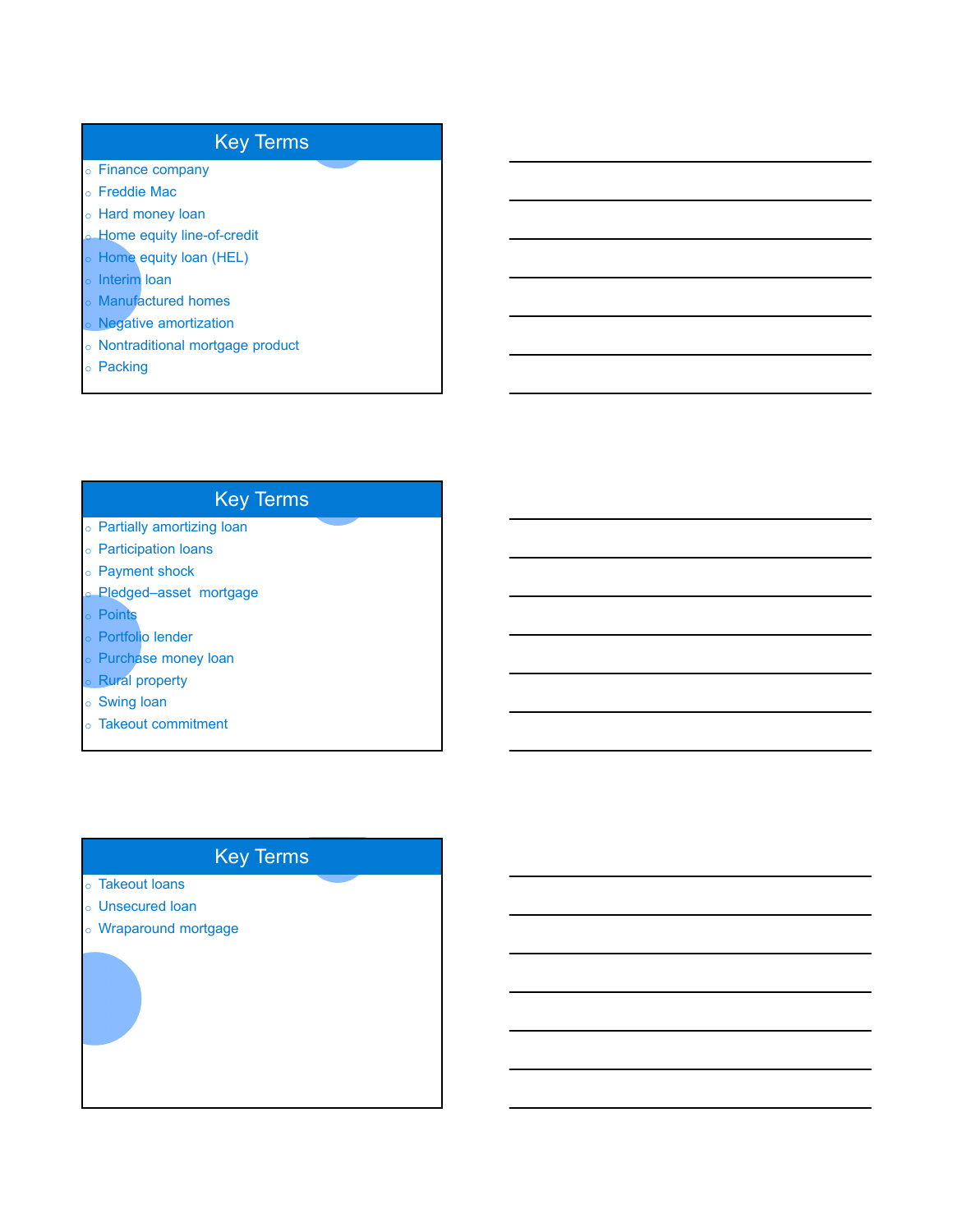## Key Terms

- Finance company
- Freddie Mac
- Hard money loan
- Home equity line-of-credit
- Home equity loan (HEL)
- Interim loan
- Manufactured homes
- Negative amortization
- Nontraditional mortgage product
- Packing

## Key Terms

- Partially amortizing loan
- Participation loans
- Payment shock
- Pledged–asset mortgage
- Points
- Portfolio lender
- Purchase money loan
- Rural property
- Swing loan
- Takeout commitment

## Key Terms

- Takeout loans
- Unsecured loan
- Wraparound mortgage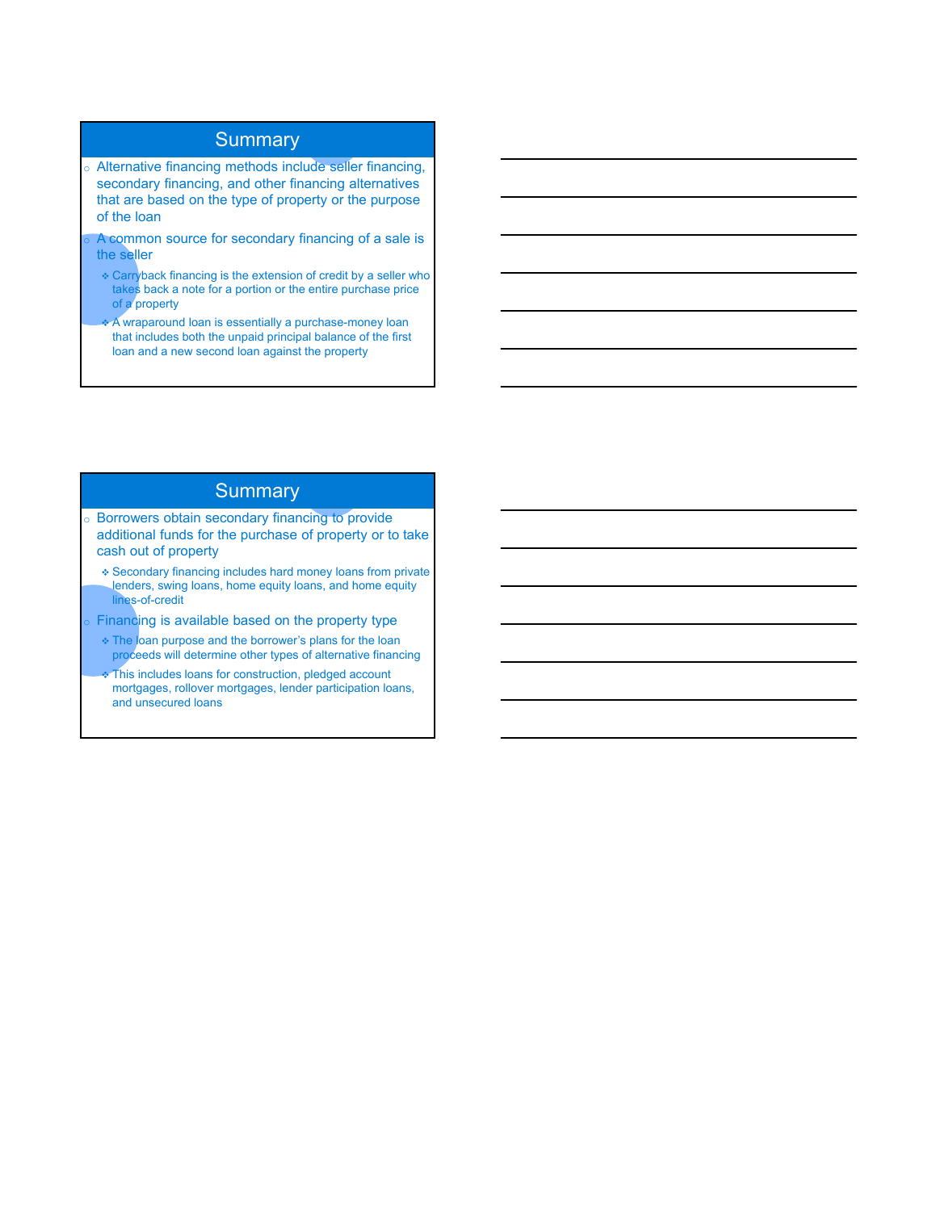## Summary

- Alternative financing methods include seller financing, secondary financing, and other financing alternatives that are based on the type of property or the purpose of the loan
- A common source for secondary financing of a sale is the seller
  - Carryback financing is the extension of credit by a seller who takes back a note for a portion or the entire purchase price of a property
  - A wraparound loan is essentially a purchase-money loan that includes both the unpaid principal balance of the first loan and a new second loan against the property

## Summary

- Borrowers obtain secondary financing to provide additional funds for the purchase of property or to take cash out of property
  - Secondary financing includes hard money loans from private lenders, swing loans, home equity loans, and home equity lines-of-credit
- Financing is available based on the property type
  - The loan purpose and the borrower's plans for the loan proceeds will determine other types of alternative financing
  - This includes loans for construction, pledged account mortgages, rollover mortgages, lender participation loans, and unsecured loans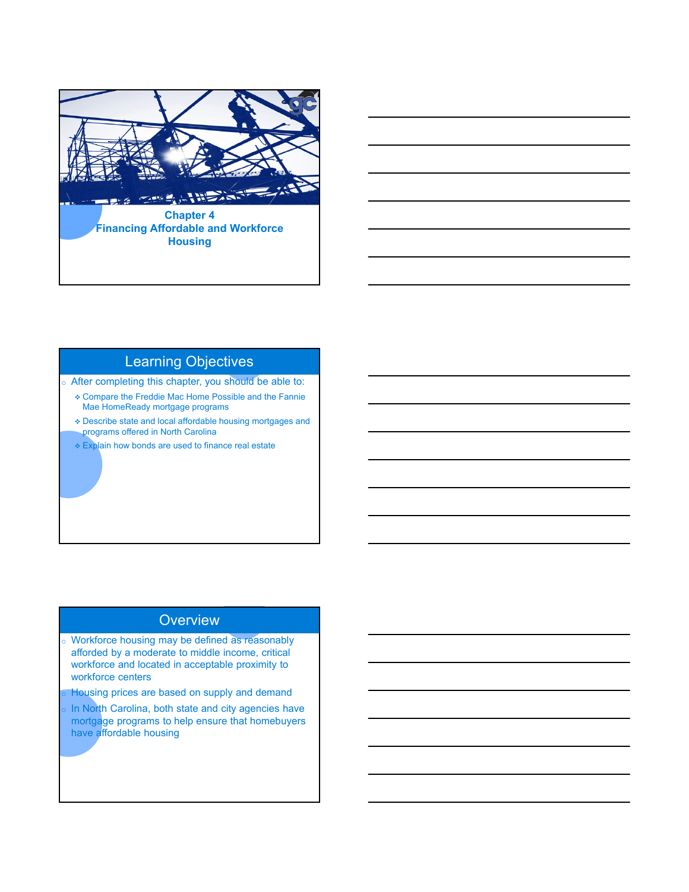## Chapter 4
## Financing Affordable and Workforce Housing

## Learning Objectives

- After completing this chapter, you should be able to:
  - Compare the Freddie Mac Home Possible and the Fannie Mae HomeReady mortgage programs
  - Describe state and local affordable housing mortgages and programs offered in North Carolina
  - Explain how bonds are used to finance real estate

## Overview

- Workforce housing may be defined as reasonably afforded by a moderate to middle income, critical workforce and located in acceptable proximity to workforce centers
- Housing prices are based on supply and demand
- In North Carolina, both state and city agencies have mortgage programs to help ensure that homebuyers have affordable housing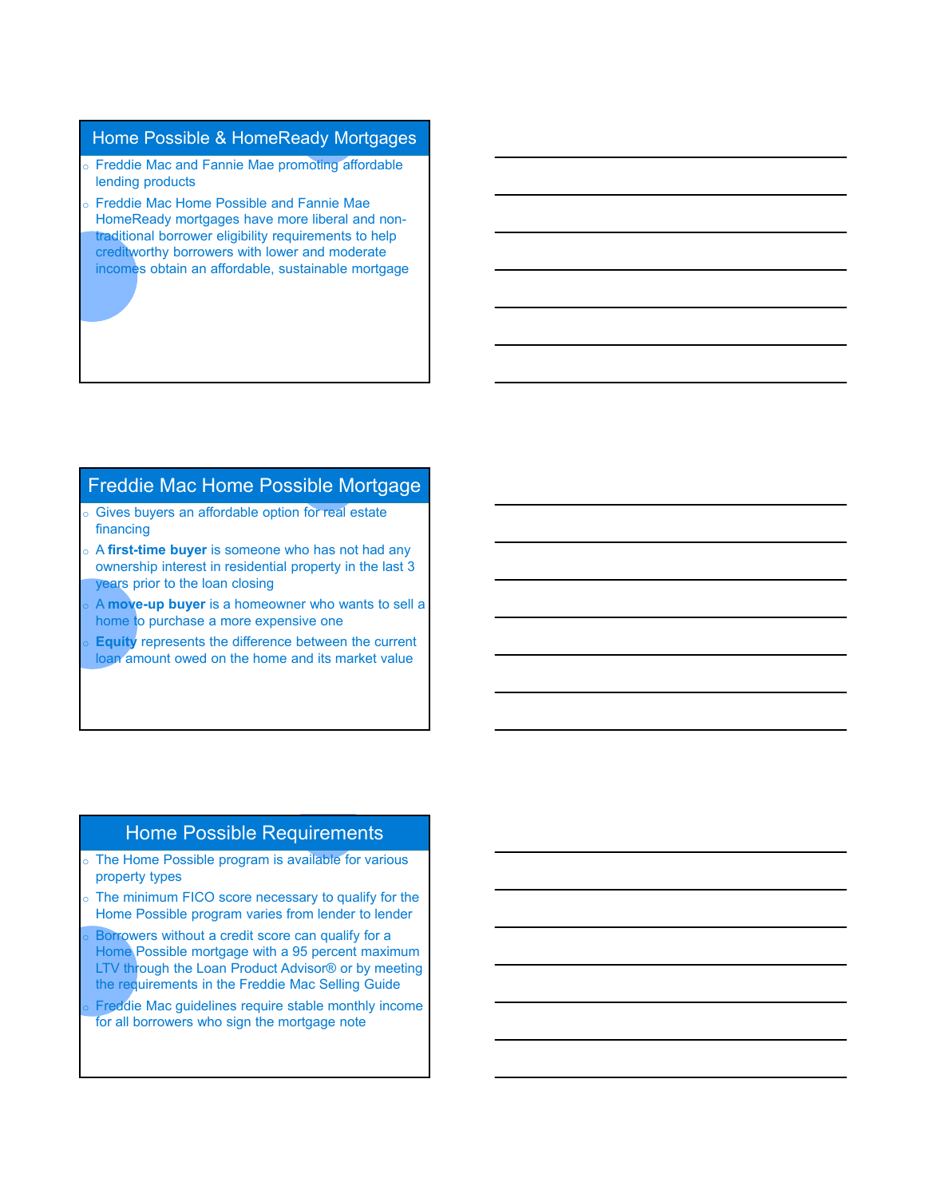## Home Possible & HomeReady Mortgages

- Freddie Mac and Fannie Mae promoting affordable lending products
- Freddie Mac Home Possible and Fannie Mae HomeReady mortgages have more liberal and non-traditional borrower eligibility requirements to help creditworthy borrowers with lower and moderate incomes obtain an affordable, sustainable mortgage

## Freddie Mac Home Possible Mortgage

- Gives buyers an affordable option for real estate financing
- A **first-time buyer** is someone who has not had any ownership interest in residential property in the last 3 years prior to the loan closing
- A **move-up buyer** is a homeowner who wants to sell a home to purchase a more expensive one
- **Equity** represents the difference between the current loan amount owed on the home and its market value

## Home Possible Requirements

- The Home Possible program is available for various property types
- The minimum FICO score necessary to qualify for the Home Possible program varies from lender to lender
- Borrowers without a credit score can qualify for a Home Possible mortgage with a 95 percent maximum LTV through the Loan Product Advisor® or by meeting the requirements in the Freddie Mac Selling Guide
- Freddie Mac guidelines require stable monthly income for all borrowers who sign the mortgage note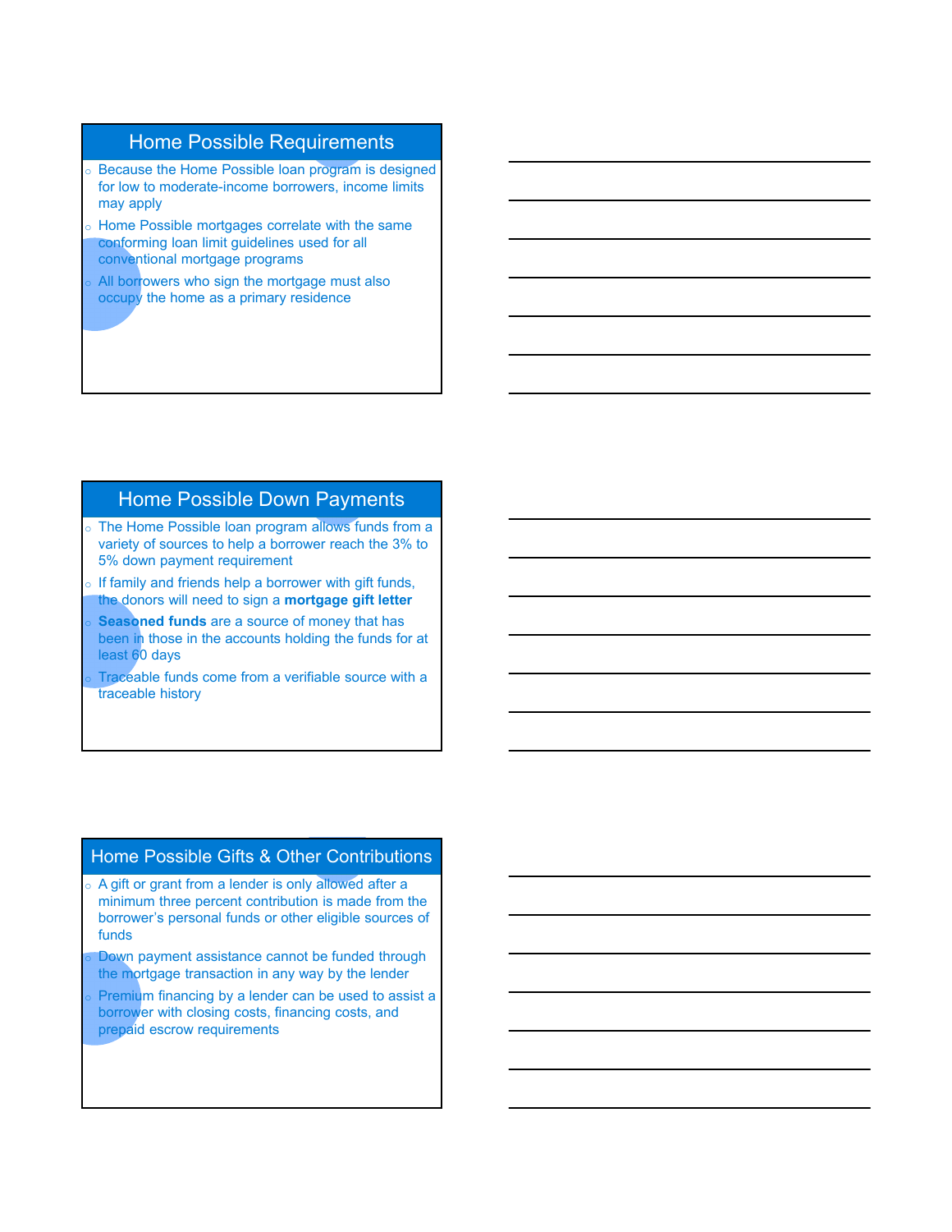## Home Possible Requirements

- Because the Home Possible loan program is designed for low to moderate-income borrowers, income limits may apply
- Home Possible mortgages correlate with the same conforming loan limit guidelines used for all conventional mortgage programs
- All borrowers who sign the mortgage must also occupy the home as a primary residence

## Home Possible Down Payments

- The Home Possible loan program allows funds from a variety of sources to help a borrower reach the 3% to 5% down payment requirement
- If family and friends help a borrower with gift funds, the donors will need to sign a **mortgage gift letter**
- **Seasoned funds** are a source of money that has been in those in the accounts holding the funds for at least 60 days
- Traceable funds come from a verifiable source with a traceable history

## Home Possible Gifts & Other Contributions

- A gift or grant from a lender is only allowed after a minimum three percent contribution is made from the borrower's personal funds or other eligible sources of funds
- Down payment assistance cannot be funded through the mortgage transaction in any way by the lender
- Premium financing by a lender can be used to assist a borrower with closing costs, financing costs, and prepaid escrow requirements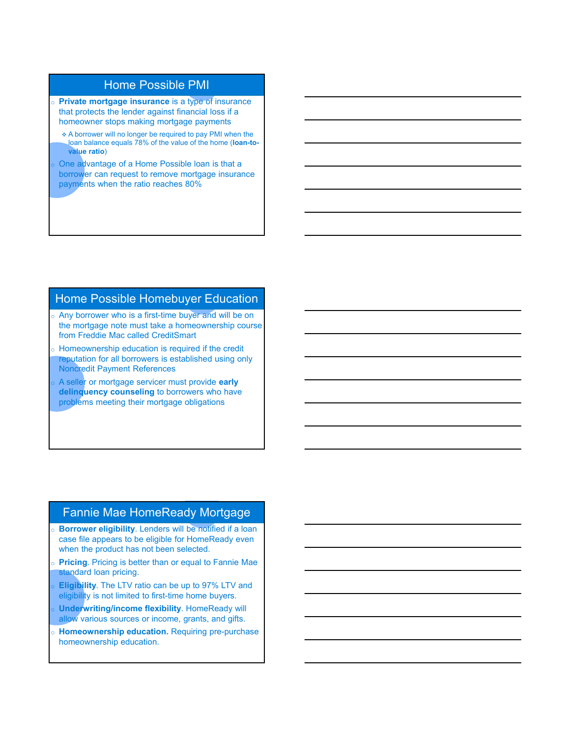## Home Possible PMI

- **Private mortgage insurance** is a type of insurance that protects the lender against financial loss if a homeowner stops making mortgage payments
  - A borrower will no longer be required to pay PMI when the loan balance equals 78% of the value of the home (**loan-to-value ratio**)
- One advantage of a Home Possible loan is that a borrower can request to remove mortgage insurance payments when the ratio reaches 80%

## Home Possible Homebuyer Education

- Any borrower who is a first-time buyer and will be on the mortgage note must take a homeownership course from Freddie Mac called CreditSmart
- Homeownership education is required if the credit reputation for all borrowers is established using only Noncredit Payment References
- A seller or mortgage servicer must provide **early delinquency counseling** to borrowers who have problems meeting their mortgage obligations

## Fannie Mae HomeReady Mortgage

- **Borrower eligibility**. Lenders will be notified if a loan case file appears to be eligible for HomeReady even when the product has not been selected.
- **Pricing**. Pricing is better than or equal to Fannie Mae standard loan pricing.
- **Eligibility**. The LTV ratio can be up to 97% LTV and eligibility is not limited to first-time home buyers.
- **Underwriting/income flexibility**. HomeReady will allow various sources or income, grants, and gifts.
- **Homeownership education.** Requiring pre-purchase homeownership education.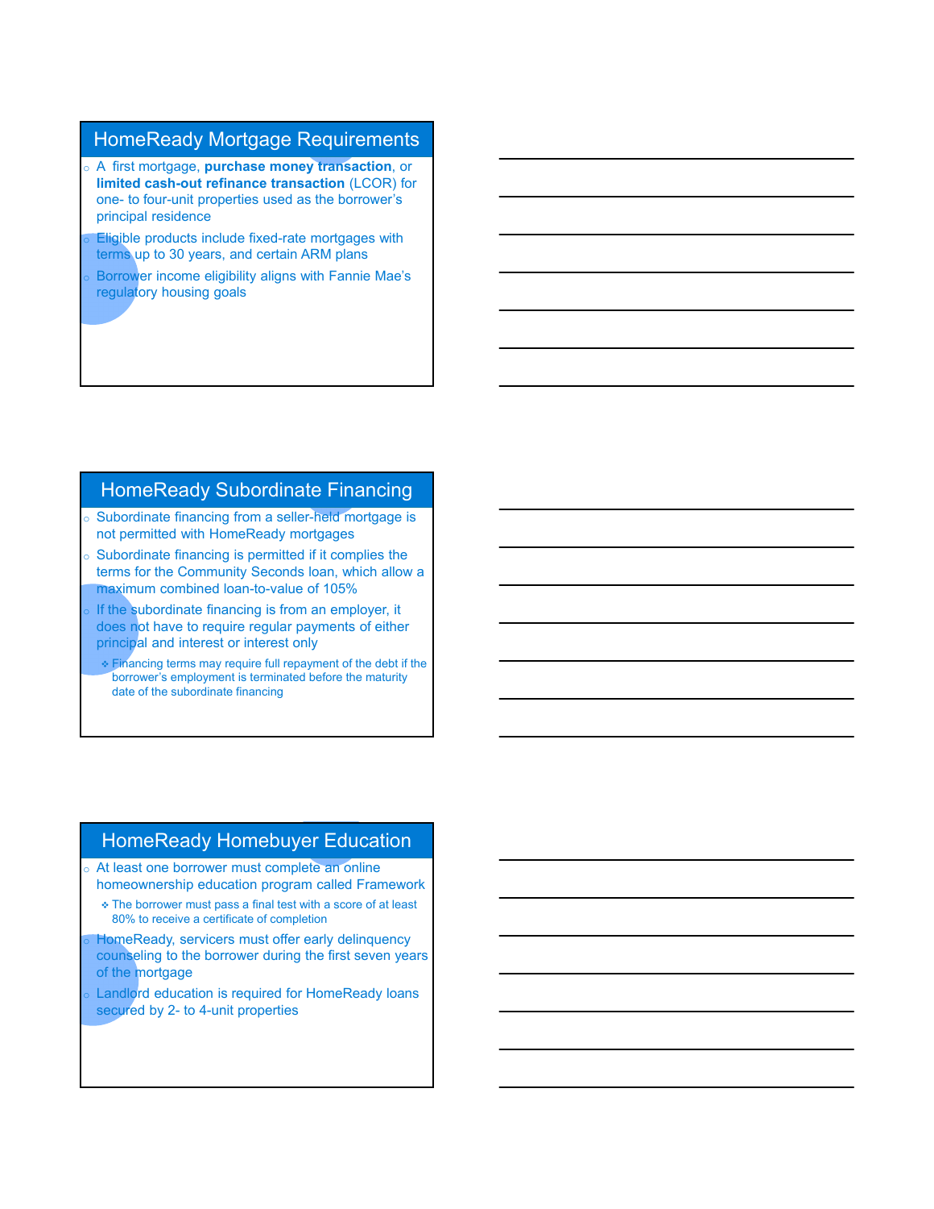## HomeReady Mortgage Requirements

- A first mortgage, **purchase money transaction**, or **limited cash-out refinance transaction** (LCOR) for one- to four-unit properties used as the borrower's principal residence
- Eligible products include fixed-rate mortgages with terms up to 30 years, and certain ARM plans
- Borrower income eligibility aligns with Fannie Mae's regulatory housing goals

## HomeReady Subordinate Financing

- Subordinate financing from a seller-held mortgage is not permitted with HomeReady mortgages
- Subordinate financing is permitted if it complies the terms for the Community Seconds loan, which allow a maximum combined loan-to-value of 105%
- If the subordinate financing is from an employer, it does not have to require regular payments of either principal and interest or interest only
  - Financing terms may require full repayment of the debt if the borrower's employment is terminated before the maturity date of the subordinate financing

## HomeReady Homebuyer Education

- At least one borrower must complete an online homeownership education program called Framework
  - The borrower must pass a final test with a score of at least 80% to receive a certificate of completion
- HomeReady, servicers must offer early delinquency counseling to the borrower during the first seven years of the mortgage
- Landlord education is required for HomeReady loans secured by 2- to 4-unit properties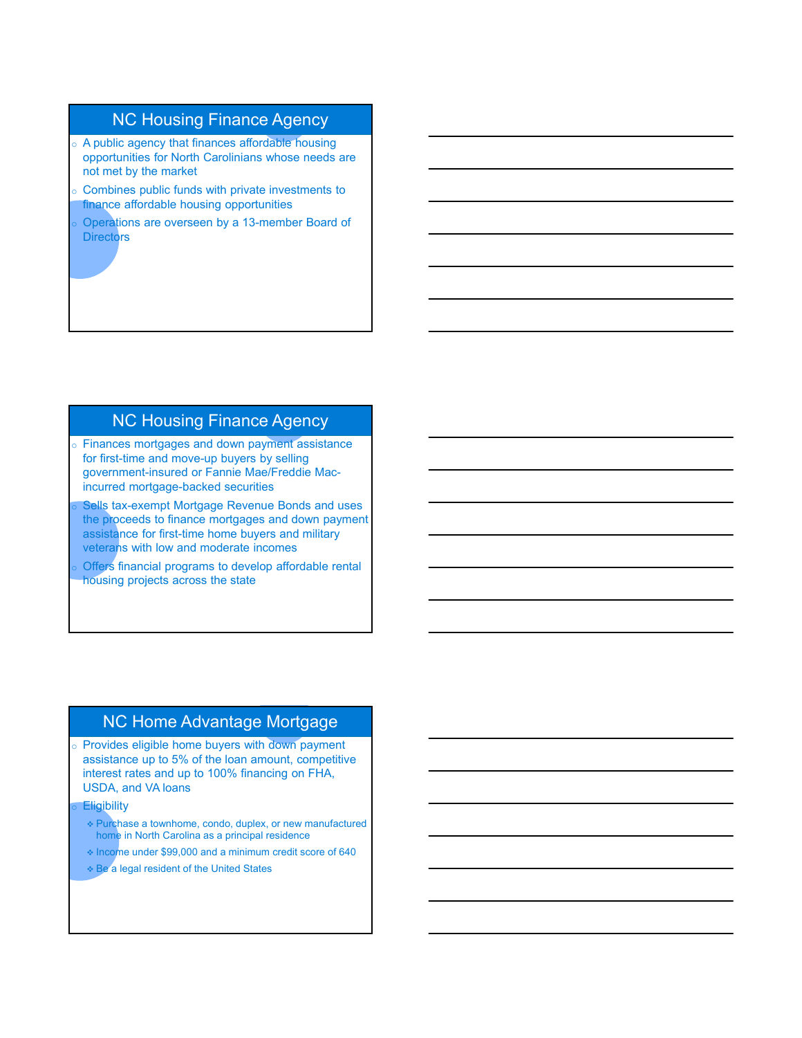## NC Housing Finance Agency

- A public agency that finances affordable housing opportunities for North Carolinians whose needs are not met by the market
- Combines public funds with private investments to finance affordable housing opportunities
- Operations are overseen by a 13-member Board of Directors

## NC Housing Finance Agency

- Finances mortgages and down payment assistance for first-time and move-up buyers by selling government-insured or Fannie Mae/Freddie Mac-incurred mortgage-backed securities
- Sells tax-exempt Mortgage Revenue Bonds and uses the proceeds to finance mortgages and down payment assistance for first-time home buyers and military veterans with low and moderate incomes
- Offers financial programs to develop affordable rental housing projects across the state

## NC Home Advantage Mortgage

- Provides eligible home buyers with down payment assistance up to 5% of the loan amount, competitive interest rates and up to 100% financing on FHA, USDA, and VA loans
- Eligibility
  - Purchase a townhome, condo, duplex, or new manufactured home in North Carolina as a principal residence
  - Income under $99,000 and a minimum credit score of 640
  - Be a legal resident of the United States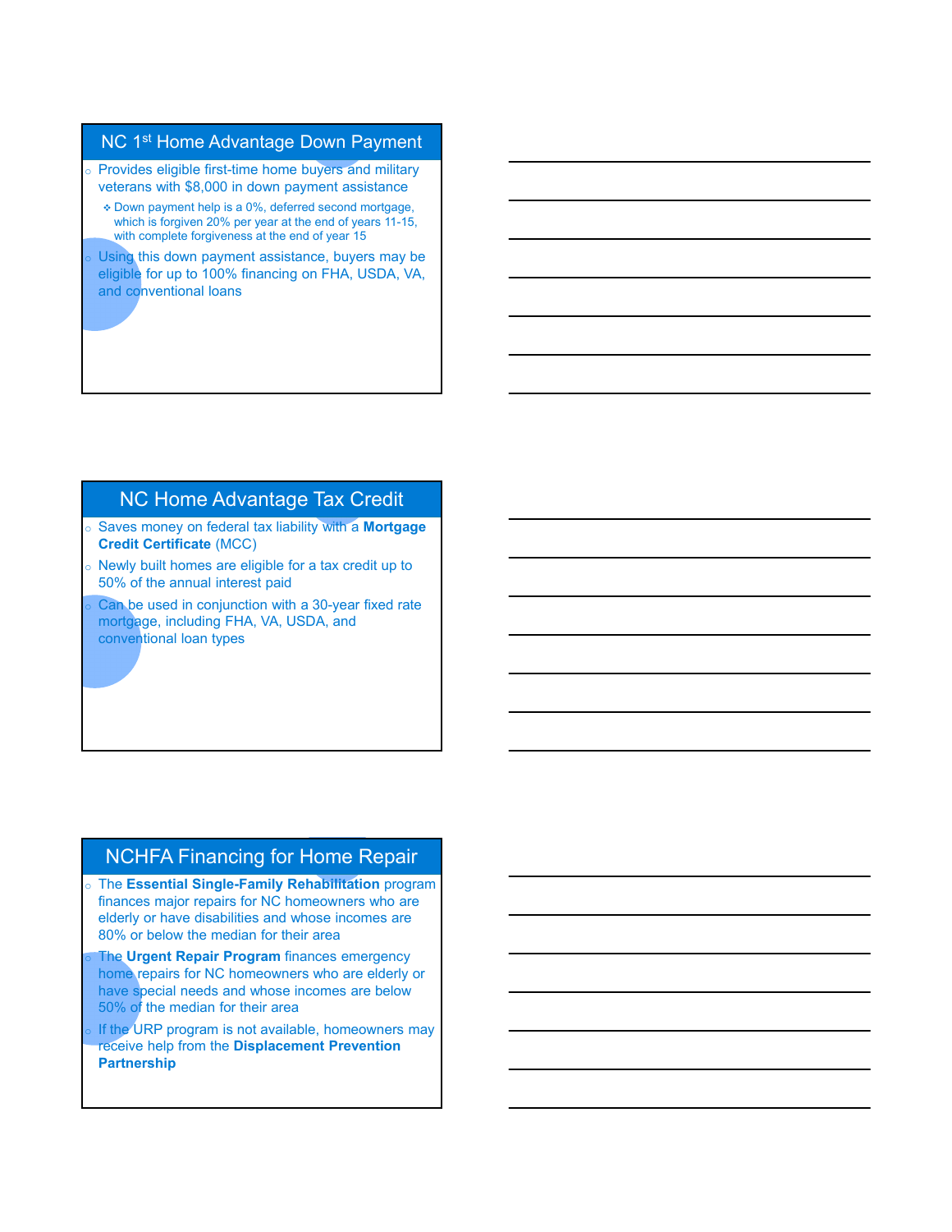## NC 1st Home Advantage Down Payment

- Provides eligible first-time home buyers and military veterans with $8,000 in down payment assistance
  - Down payment help is a 0%, deferred second mortgage, which is forgiven 20% per year at the end of years 11-15, with complete forgiveness at the end of year 15
- Using this down payment assistance, buyers may be eligible for up to 100% financing on FHA, USDA, VA, and conventional loans

## NC Home Advantage Tax Credit

- Saves money on federal tax liability with a **Mortgage Credit Certificate** (MCC)
- Newly built homes are eligible for a tax credit up to 50% of the annual interest paid
- Can be used in conjunction with a 30-year fixed rate mortgage, including FHA, VA, USDA, and conventional loan types

## NCHFA Financing for Home Repair

- The **Essential Single-Family Rehabilitation** program finances major repairs for NC homeowners who are elderly or have disabilities and whose incomes are 80% or below the median for their area
- The **Urgent Repair Program** finances emergency home repairs for NC homeowners who are elderly or have special needs and whose incomes are below 50% of the median for their area
- If the URP program is not available, homeowners may receive help from the **Displacement Prevention Partnership**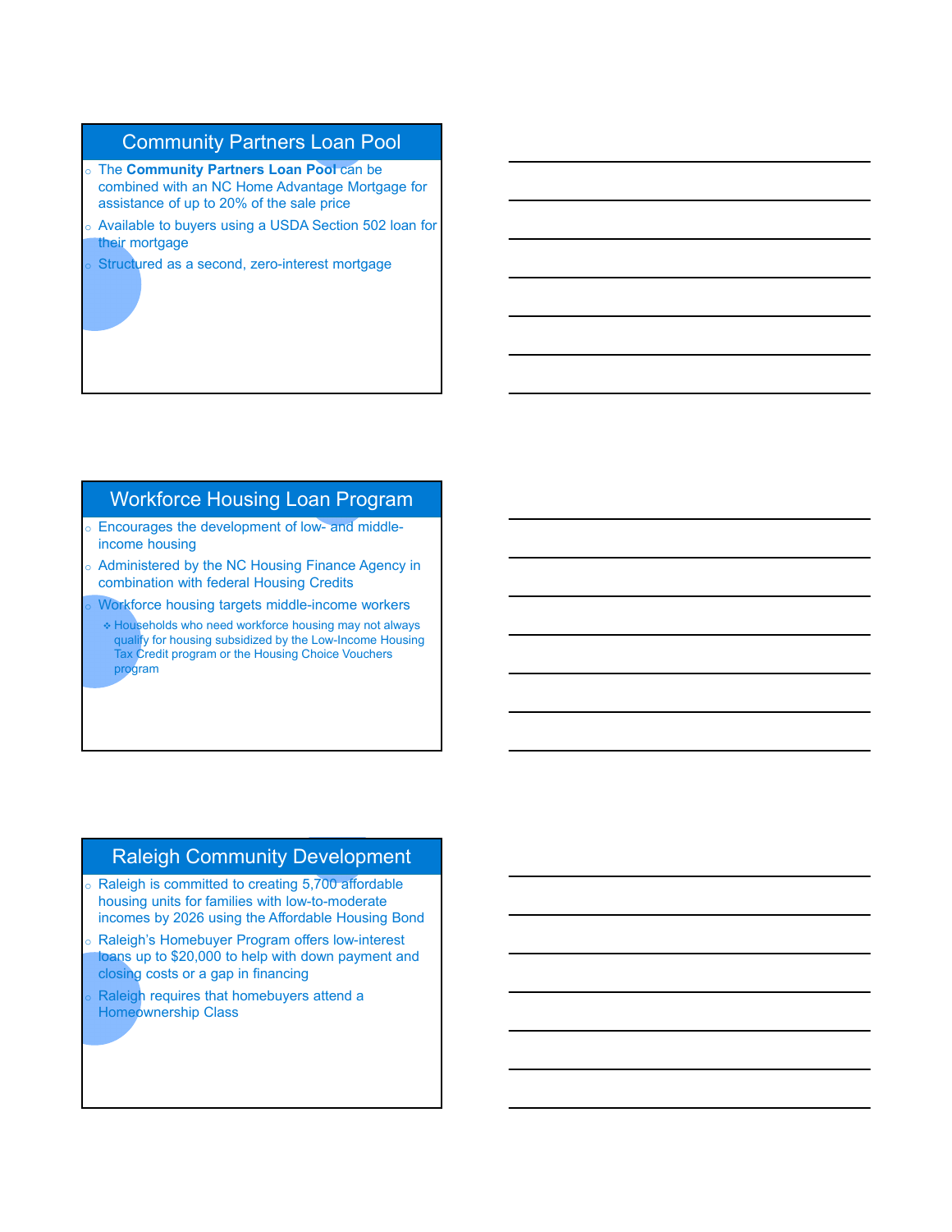## Community Partners Loan Pool

- The **Community Partners Loan Pool** can be combined with an NC Home Advantage Mortgage for assistance of up to 20% of the sale price
- Available to buyers using a USDA Section 502 loan for their mortgage
- Structured as a second, zero-interest mortgage

## Workforce Housing Loan Program

- Encourages the development of low- and middle-income housing
- Administered by the NC Housing Finance Agency in combination with federal Housing Credits
- Workforce housing targets middle-income workers
  - Households who need workforce housing may not always qualify for housing subsidized by the Low-Income Housing Tax Credit program or the Housing Choice Vouchers program

## Raleigh Community Development

- Raleigh is committed to creating 5,700 affordable housing units for families with low-to-moderate incomes by 2026 using the Affordable Housing Bond
- Raleigh's Homebuyer Program offers low-interest loans up to $20,000 to help with down payment and closing costs or a gap in financing
- Raleigh requires that homebuyers attend a Homeownership Class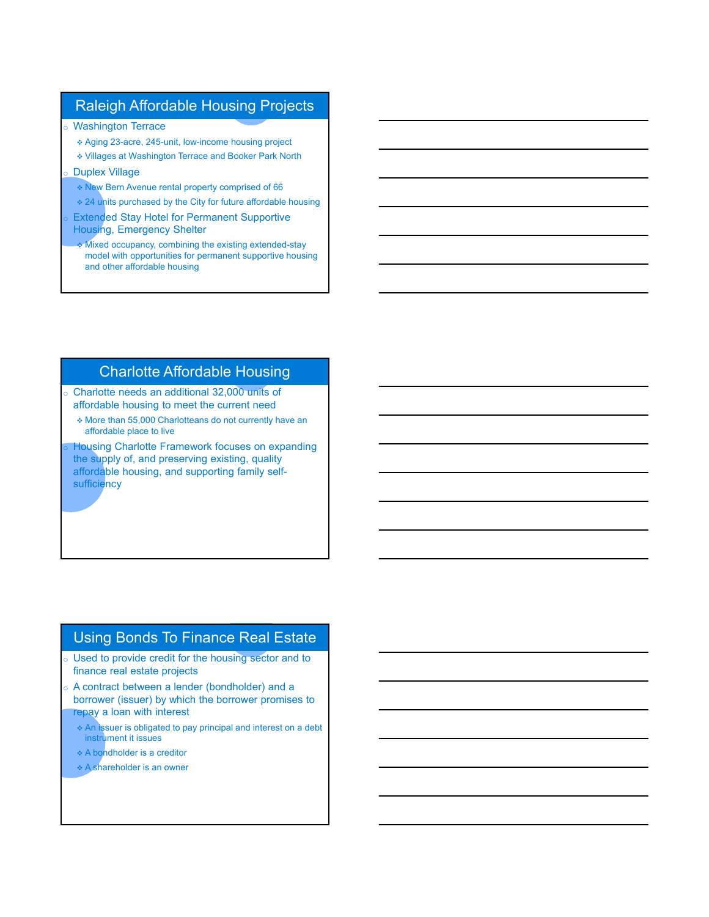## Raleigh Affordable Housing Projects

- Washington Terrace
  - Aging 23-acre, 245-unit, low-income housing project
  - Villages at Washington Terrace and Booker Park North
- Duplex Village
  - New Bern Avenue rental property comprised of 66
  - 24 units purchased by the City for future affordable housing
- Extended Stay Hotel for Permanent Supportive Housing, Emergency Shelter
  - Mixed occupancy, combining the existing extended-stay model with opportunities for permanent supportive housing and other affordable housing

## Charlotte Affordable Housing

- Charlotte needs an additional 32,000 units of affordable housing to meet the current need
  - More than 55,000 Charlotteans do not currently have an affordable place to live
- Housing Charlotte Framework focuses on expanding the supply of, and preserving existing, quality affordable housing, and supporting family self-sufficiency

## Using Bonds To Finance Real Estate

- Used to provide credit for the housing sector and to finance real estate projects
- A contract between a lender (bondholder) and a borrower (issuer) by which the borrower promises to repay a loan with interest
  - An issuer is obligated to pay principal and interest on a debt instrument it issues
  - A bondholder is a creditor
  - A shareholder is an owner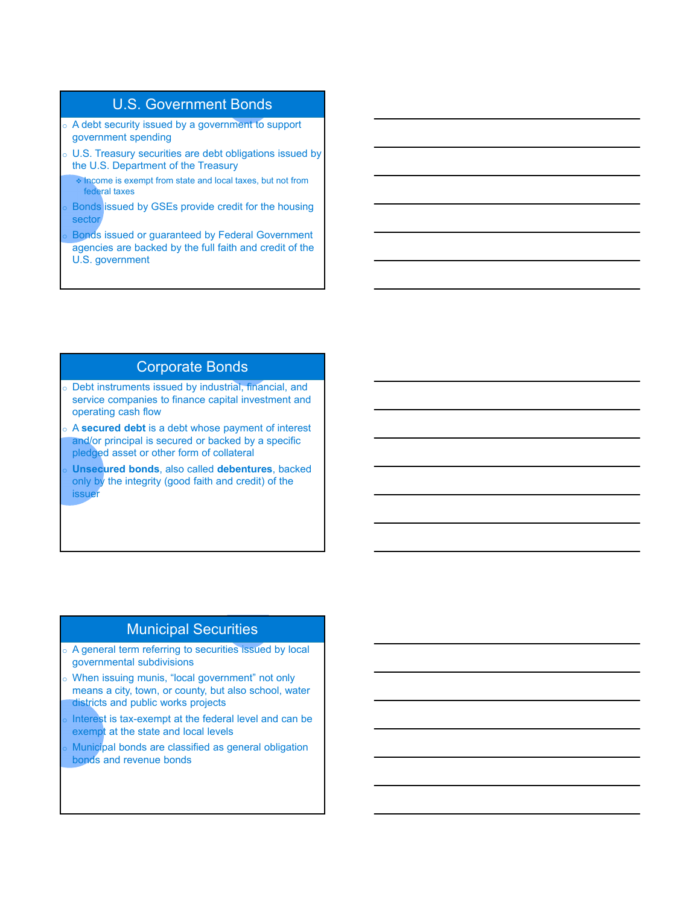## U.S. Government Bonds

- A debt security issued by a government to support government spending
- U.S. Treasury securities are debt obligations issued by the U.S. Department of the Treasury
  - Income is exempt from state and local taxes, but not from federal taxes
- Bonds issued by GSEs provide credit for the housing sector
- Bonds issued or guaranteed by Federal Government agencies are backed by the full faith and credit of the U.S. government

## Corporate Bonds

- Debt instruments issued by industrial, financial, and service companies to finance capital investment and operating cash flow
- A **secured debt** is a debt whose payment of interest and/or principal is secured or backed by a specific pledged asset or other form of collateral
- **Unsecured bonds**, also called **debentures**, backed only by the integrity (good faith and credit) of the issuer

## Municipal Securities

- A general term referring to securities issued by local governmental subdivisions
- When issuing munis, "local government" not only means a city, town, or county, but also school, water districts and public works projects
- Interest is tax-exempt at the federal level and can be exempt at the state and local levels
- Municipal bonds are classified as general obligation bonds and revenue bonds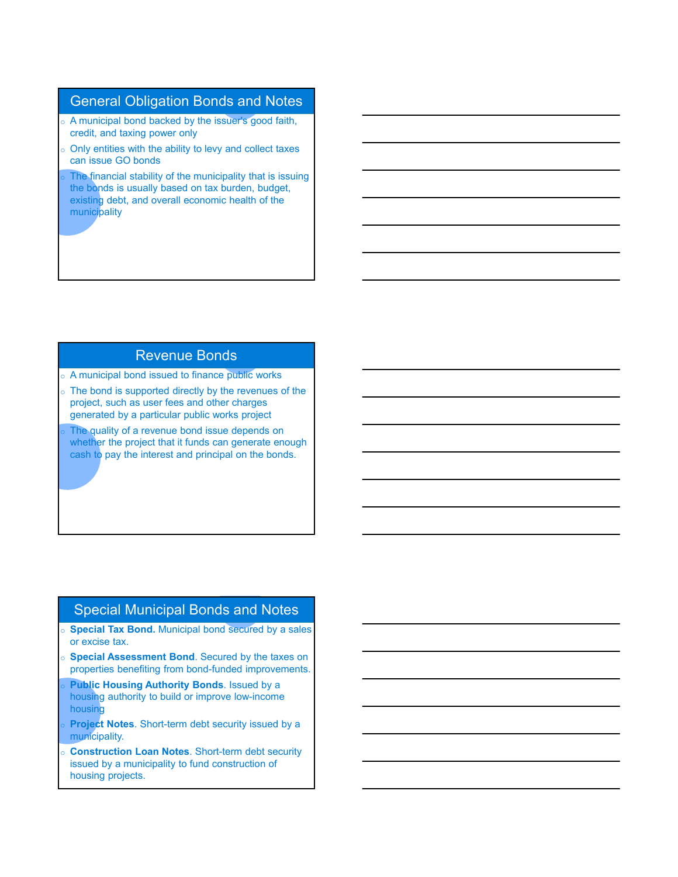## General Obligation Bonds and Notes

- A municipal bond backed by the issuer's good faith, credit, and taxing power only
- Only entities with the ability to levy and collect taxes can issue GO bonds
- The financial stability of the municipality that is issuing the bonds is usually based on tax burden, budget, existing debt, and overall economic health of the municipality

## Revenue Bonds

- A municipal bond issued to finance public works
- The bond is supported directly by the revenues of the project, such as user fees and other charges generated by a particular public works project
- The quality of a revenue bond issue depends on whether the project that it funds can generate enough cash to pay the interest and principal on the bonds.

## Special Municipal Bonds and Notes

- **Special Tax Bond.** Municipal bond secured by a sales or excise tax.
- **Special Assessment Bond**. Secured by the taxes on properties benefiting from bond-funded improvements.
- **Public Housing Authority Bonds**. Issued by a housing authority to build or improve low-income housing
- **Project Notes**. Short-term debt security issued by a municipality.
- **Construction Loan Notes**. Short-term debt security issued by a municipality to fund construction of housing projects.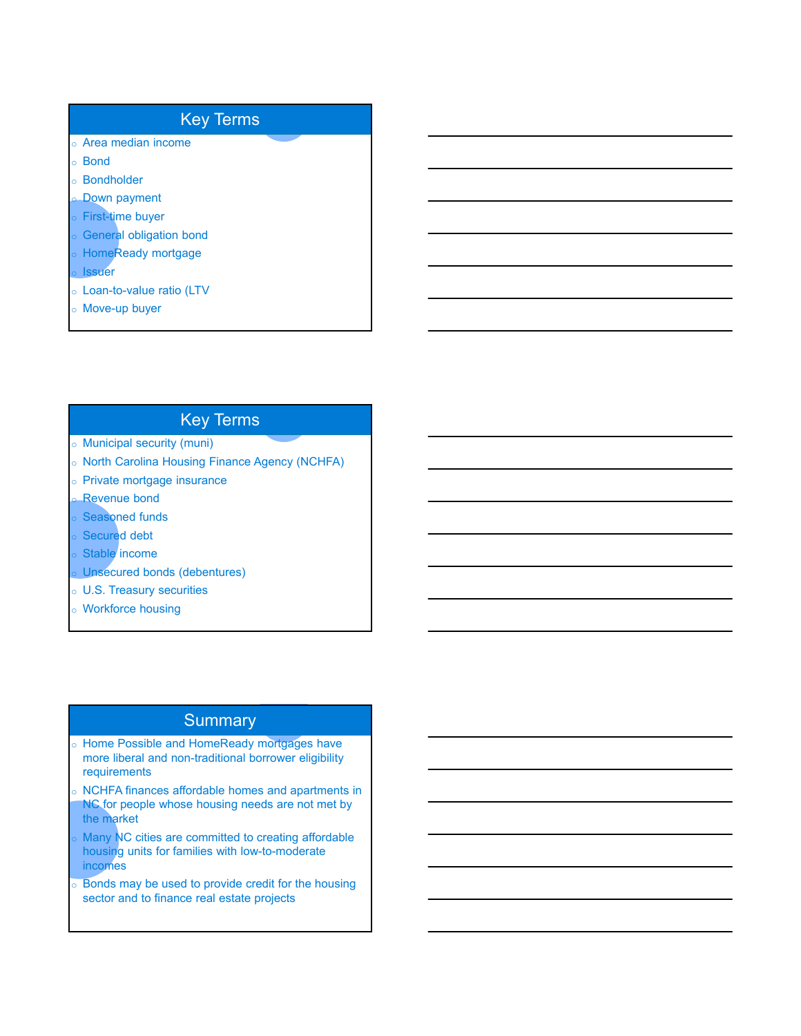## Key Terms

- Area median income
- Bond
- Bondholder
- Down payment
- First-time buyer
- General obligation bond
- HomeReady mortgage
- Issuer
- Loan-to-value ratio (LTV
- Move-up buyer

## Key Terms

- Municipal security (muni)
- North Carolina Housing Finance Agency (NCHFA)
- Private mortgage insurance
- Revenue bond
- Seasoned funds
- Secured debt
- Stable income
- Unsecured bonds (debentures)
- U.S. Treasury securities
- Workforce housing

## Summary

- Home Possible and HomeReady mortgages have more liberal and non-traditional borrower eligibility requirements
- NCHFA finances affordable homes and apartments in NC for people whose housing needs are not met by the market
- Many NC cities are committed to creating affordable housing units for families with low-to-moderate incomes
- Bonds may be used to provide credit for the housing sector and to finance real estate projects